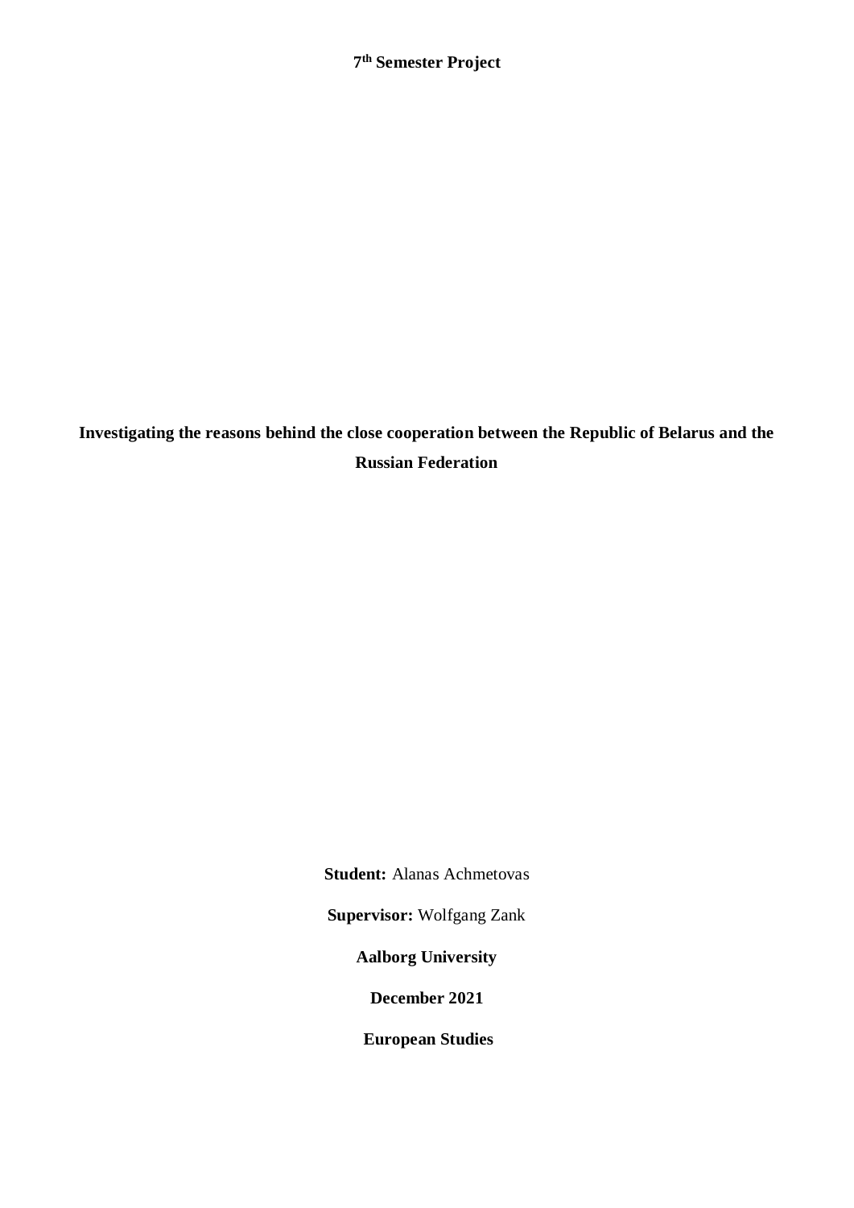**7th Semester Project**

# Investigating the reasons behind the close cooperation between the Republic of Belarus and the Russian Federation

**Student:** Alanas Achmetovas

**Supervisor:** Wolfgang Zank

**Aalborg University**

**December 2021**

**European Studies**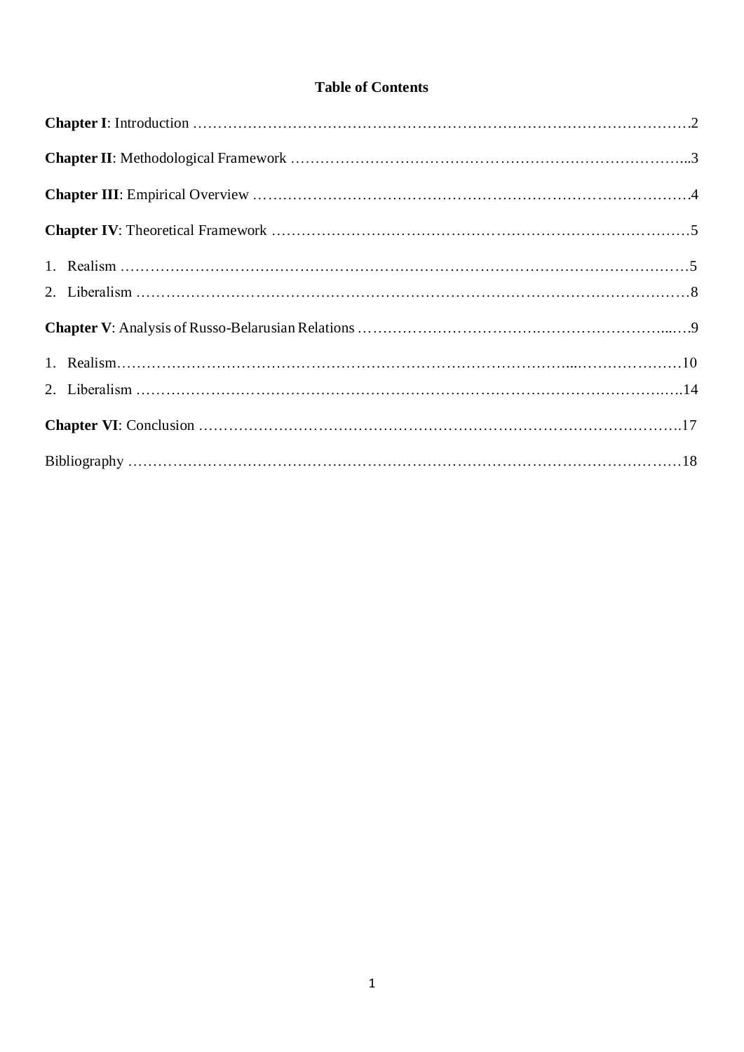# Table of Contents

**Chapter I**: Introduction ……………………………………………………………………………………2

**Chapter II**: Methodological Framework …………………………………………………………………...3

**Chapter III**: Empirical Overview …………………………………………………………………………4

**Chapter IV**: Theoretical Framework ………………………………………………………………………5

1. Realism ……………………………………………………………………………………………………5
2. Liberalism …………………………………………………………………………………………………8

**Chapter V**: Analysis of Russo-Belarusian Relations ……………………………………………………...…9

1. Realism…………………………………………………………………………………...…………………10
2. Liberalism ……………………………………………………………………………………………….….14

**Chapter VI**: Conclusion …………………………………………………………………………………….17

Bibliography ……………………………………………………………………………………………………18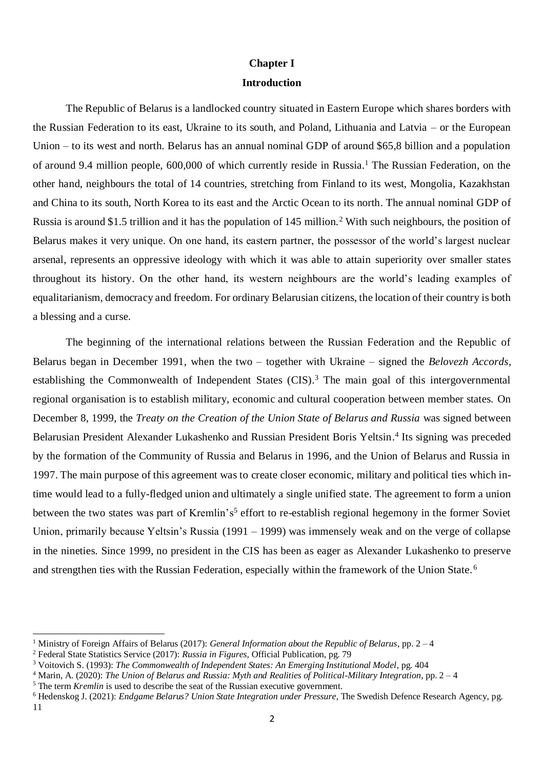# Chapter I

## Introduction

The Republic of Belarus is a landlocked country situated in Eastern Europe which shares borders with the Russian Federation to its east, Ukraine to its south, and Poland, Lithuania and Latvia – or the European Union – to its west and north. Belarus has an annual nominal GDP of around $65,8 billion and a population of around 9.4 million people, 600,000 of which currently reside in Russia.[1] The Russian Federation, on the other hand, neighbours the total of 14 countries, stretching from Finland to its west, Mongolia, Kazakhstan and China to its south, North Korea to its east and the Arctic Ocean to its north. The annual nominal GDP of Russia is around $1.5 trillion and it has the population of 145 million.[2] With such neighbours, the position of Belarus makes it very unique. On one hand, its eastern partner, the possessor of the world's largest nuclear arsenal, represents an oppressive ideology with which it was able to attain superiority over smaller states throughout its history. On the other hand, its western neighbours are the world's leading examples of equalitarianism, democracy and freedom. For ordinary Belarusian citizens, the location of their country is both a blessing and a curse.

The beginning of the international relations between the Russian Federation and the Republic of Belarus began in December 1991, when the two – together with Ukraine – signed the *Belovezh Accords*, establishing the Commonwealth of Independent States (CIS).[3] The main goal of this intergovernmental regional organisation is to establish military, economic and cultural cooperation between member states. On December 8, 1999, the *Treaty on the Creation of the Union State of Belarus and Russia* was signed between Belarusian President Alexander Lukashenko and Russian President Boris Yeltsin.[4] Its signing was preceded by the formation of the Community of Russia and Belarus in 1996, and the Union of Belarus and Russia in 1997. The main purpose of this agreement was to create closer economic, military and political ties which in-time would lead to a fully-fledged union and ultimately a single unified state. The agreement to form a union between the two states was part of Kremlin's[5] effort to re-establish regional hegemony in the former Soviet Union, primarily because Yeltsin's Russia (1991 – 1999) was immensely weak and on the verge of collapse in the nineties. Since 1999, no president in the CIS has been as eager as Alexander Lukashenko to preserve and strengthen ties with the Russian Federation, especially within the framework of the Union State.[6]

---

[1] Ministry of Foreign Affairs of Belarus (2017): *General Information about the Republic of Belarus*, pp. 2 – 4

[2] Federal State Statistics Service (2017): *Russia in Figures,* Official Publication, pg. 79

[3] Voitovich S. (1993): *The Commonwealth of Independent States: An Emerging Institutional Model*, pg. 404

[4] Marin, A. (2020): *The Union of Belarus and Russia: Myth and Realities of Political-Military Integration*, pp. 2 – 4

[5] The term *Kremlin* is used to describe the seat of the Russian executive government.

[6] Hedenskog J. (2021): *Endgame Belarus? Union State Integration under Pressure*, The Swedish Defence Research Agency, pg. 11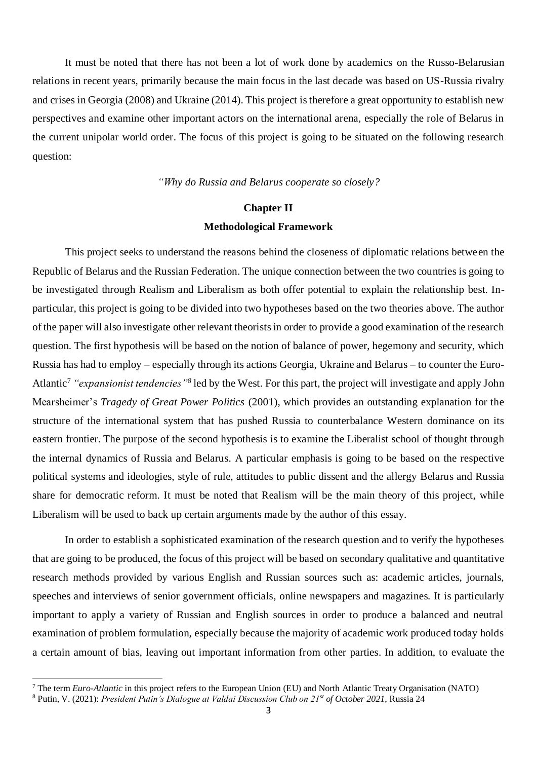It must be noted that there has not been a lot of work done by academics on the Russo-Belarusian relations in recent years, primarily because the main focus in the last decade was based on US-Russia rivalry and crises in Georgia (2008) and Ukraine (2014). This project is therefore a great opportunity to establish new perspectives and examine other important actors on the international arena, especially the role of Belarus in the current unipolar world order. The focus of this project is going to be situated on the following research question:

*"Why do Russia and Belarus cooperate so closely?*

## Chapter II

## Methodological Framework

This project seeks to understand the reasons behind the closeness of diplomatic relations between the Republic of Belarus and the Russian Federation. The unique connection between the two countries is going to be investigated through Realism and Liberalism as both offer potential to explain the relationship best. In-particular, this project is going to be divided into two hypotheses based on the two theories above. The author of the paper will also investigate other relevant theorists in order to provide a good examination of the research question. The first hypothesis will be based on the notion of balance of power, hegemony and security, which Russia has had to employ – especially through its actions Georgia, Ukraine and Belarus – to counter the Euro-Atlantic[7] *"expansionist tendencies"*[8] led by the West. For this part, the project will investigate and apply John Mearsheimer's *Tragedy of Great Power Politics* (2001), which provides an outstanding explanation for the structure of the international system that has pushed Russia to counterbalance Western dominance on its eastern frontier. The purpose of the second hypothesis is to examine the Liberalist school of thought through the internal dynamics of Russia and Belarus. A particular emphasis is going to be based on the respective political systems and ideologies, style of rule, attitudes to public dissent and the allergy Belarus and Russia share for democratic reform. It must be noted that Realism will be the main theory of this project, while Liberalism will be used to back up certain arguments made by the author of this essay.

In order to establish a sophisticated examination of the research question and to verify the hypotheses that are going to be produced, the focus of this project will be based on secondary qualitative and quantitative research methods provided by various English and Russian sources such as: academic articles, journals, speeches and interviews of senior government officials, online newspapers and magazines. It is particularly important to apply a variety of Russian and English sources in order to produce a balanced and neutral examination of problem formulation, especially because the majority of academic work produced today holds a certain amount of bias, leaving out important information from other parties. In addition, to evaluate the

---

[7] The term *Euro-Atlantic* in this project refers to the European Union (EU) and North Atlantic Treaty Organisation (NATO)

[8] Putin, V. (2021): *President Putin's Dialogue at Valdai Discussion Club on 21st of October 2021*, Russia 24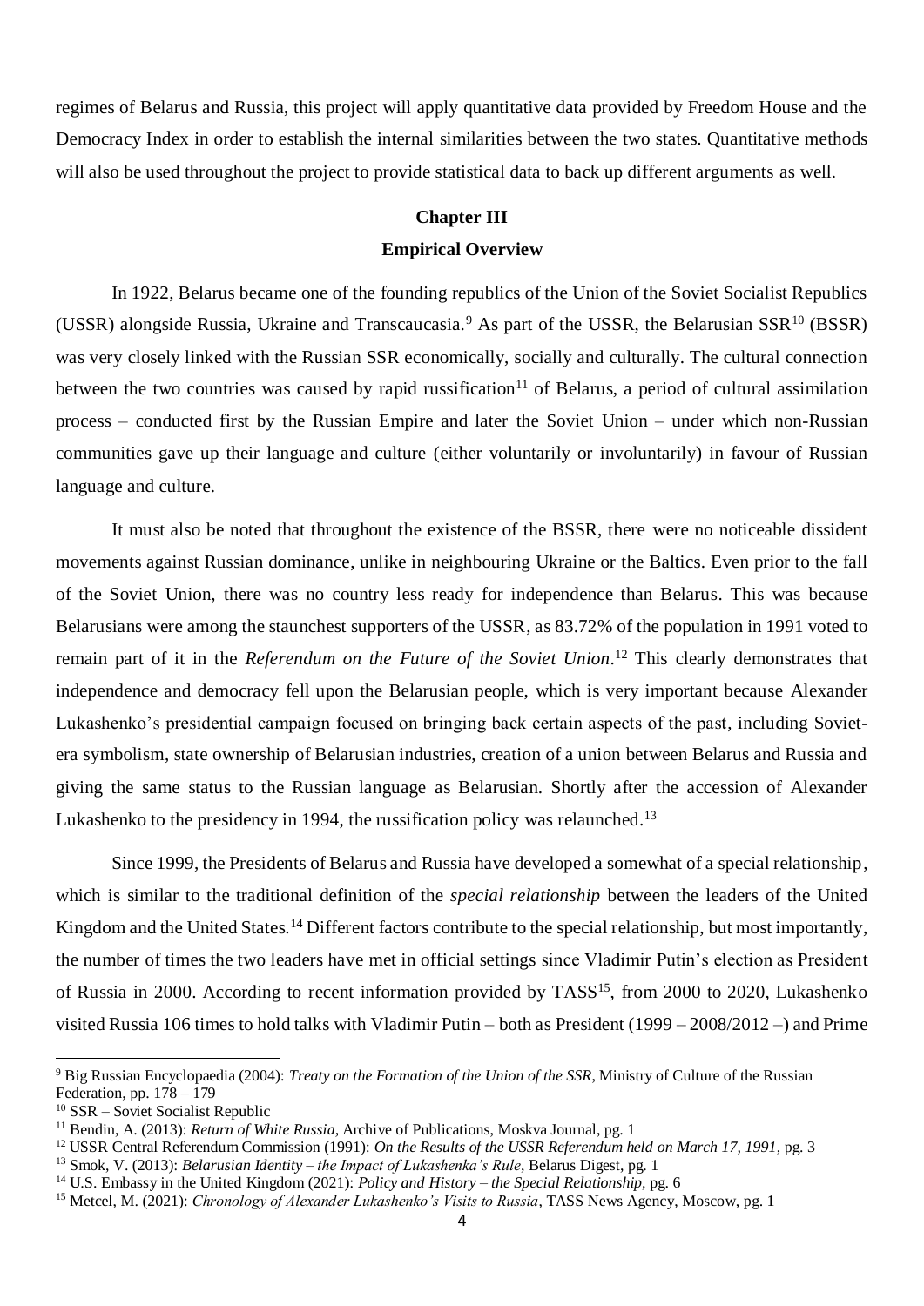regimes of Belarus and Russia, this project will apply quantitative data provided by Freedom House and the Democracy Index in order to establish the internal similarities between the two states. Quantitative methods will also be used throughout the project to provide statistical data to back up different arguments as well.

## Chapter III

## Empirical Overview

In 1922, Belarus became one of the founding republics of the Union of the Soviet Socialist Republics (USSR) alongside Russia, Ukraine and Transcaucasia.[9] As part of the USSR, the Belarusian SSR[10] (BSSR) was very closely linked with the Russian SSR economically, socially and culturally. The cultural connection between the two countries was caused by rapid russification[11] of Belarus, a period of cultural assimilation process – conducted first by the Russian Empire and later the Soviet Union – under which non-Russian communities gave up their language and culture (either voluntarily or involuntarily) in favour of Russian language and culture.

It must also be noted that throughout the existence of the BSSR, there were no noticeable dissident movements against Russian dominance, unlike in neighbouring Ukraine or the Baltics. Even prior to the fall of the Soviet Union, there was no country less ready for independence than Belarus. This was because Belarusians were among the staunchest supporters of the USSR, as 83.72% of the population in 1991 voted to remain part of it in the *Referendum on the Future of the Soviet Union*.[12] This clearly demonstrates that independence and democracy fell upon the Belarusian people, which is very important because Alexander Lukashenko's presidential campaign focused on bringing back certain aspects of the past, including Soviet-era symbolism, state ownership of Belarusian industries, creation of a union between Belarus and Russia and giving the same status to the Russian language as Belarusian. Shortly after the accession of Alexander Lukashenko to the presidency in 1994, the russification policy was relaunched.[13]

Since 1999, the Presidents of Belarus and Russia have developed a somewhat of a special relationship, which is similar to the traditional definition of the *special relationship* between the leaders of the United Kingdom and the United States.[14] Different factors contribute to the special relationship, but most importantly, the number of times the two leaders have met in official settings since Vladimir Putin's election as President of Russia in 2000. According to recent information provided by TASS[15], from 2000 to 2020, Lukashenko visited Russia 106 times to hold talks with Vladimir Putin – both as President (1999 – 2008/2012 –) and Prime

---

[9] Big Russian Encyclopaedia (2004): *Treaty on the Formation of the Union of the SSR*, Ministry of Culture of the Russian Federation, pp. 178 – 179

[10] SSR – Soviet Socialist Republic

[11] Bendin, A. (2013): *Return of White Russia*, Archive of Publications, Moskva Journal, pg. 1

[12] USSR Central Referendum Commission (1991): *On the Results of the USSR Referendum held on March 17, 1991*, pg. 3

[13] Smok, V. (2013): *Belarusian Identity – the Impact of Lukashenka's Rule*, Belarus Digest, pg. 1

[14] U.S. Embassy in the United Kingdom (2021): *Policy and History – the Special Relationship*, pg. 6

[15] Metcel, M. (2021): *Chronology of Alexander Lukashenko's Visits to Russia*, TASS News Agency, Moscow, pg. 1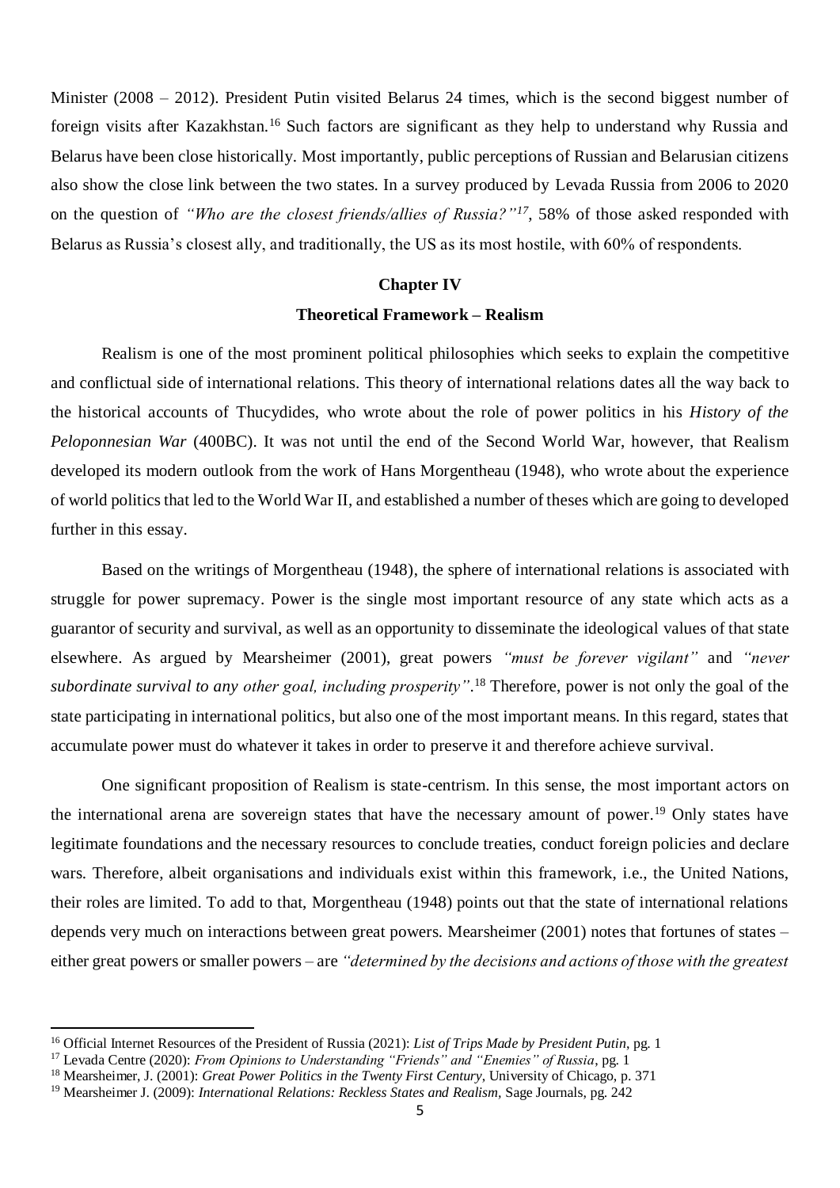Minister (2008 – 2012). President Putin visited Belarus 24 times, which is the second biggest number of foreign visits after Kazakhstan.[16] Such factors are significant as they help to understand why Russia and Belarus have been close historically. Most importantly, public perceptions of Russian and Belarusian citizens also show the close link between the two states. In a survey produced by Levada Russia from 2006 to 2020 on the question of *"Who are the closest friends/allies of Russia?"*[17], 58% of those asked responded with Belarus as Russia's closest ally, and traditionally, the US as its most hostile, with 60% of respondents.

## Chapter IV

### Theoretical Framework – Realism

Realism is one of the most prominent political philosophies which seeks to explain the competitive and conflictual side of international relations. This theory of international relations dates all the way back to the historical accounts of Thucydides, who wrote about the role of power politics in his *History of the Peloponnesian War* (400BC). It was not until the end of the Second World War, however, that Realism developed its modern outlook from the work of Hans Morgentheau (1948), who wrote about the experience of world politics that led to the World War II, and established a number of theses which are going to developed further in this essay.

Based on the writings of Morgentheau (1948), the sphere of international relations is associated with struggle for power supremacy. Power is the single most important resource of any state which acts as a guarantor of security and survival, as well as an opportunity to disseminate the ideological values of that state elsewhere. As argued by Mearsheimer (2001), great powers *"must be forever vigilant"* and *"never subordinate survival to any other goal, including prosperity"*.[18] Therefore, power is not only the goal of the state participating in international politics, but also one of the most important means. In this regard, states that accumulate power must do whatever it takes in order to preserve it and therefore achieve survival.

One significant proposition of Realism is state-centrism. In this sense, the most important actors on the international arena are sovereign states that have the necessary amount of power.[19] Only states have legitimate foundations and the necessary resources to conclude treaties, conduct foreign policies and declare wars. Therefore, albeit organisations and individuals exist within this framework, i.e., the United Nations, their roles are limited. To add to that, Morgentheau (1948) points out that the state of international relations depends very much on interactions between great powers. Mearsheimer (2001) notes that fortunes of states – either great powers or smaller powers – are *"determined by the decisions and actions of those with the greatest*

---

[16] Official Internet Resources of the President of Russia (2021): *List of Trips Made by President Putin*, pg. 1

[17] Levada Centre (2020): *From Opinions to Understanding "Friends" and "Enemies" of Russia*, pg. 1

[18] Mearsheimer, J. (2001): *Great Power Politics in the Twenty First Century*, University of Chicago, p. 371

[19] Mearsheimer J. (2009): *International Relations: Reckless States and Realism*, Sage Journals, pg. 242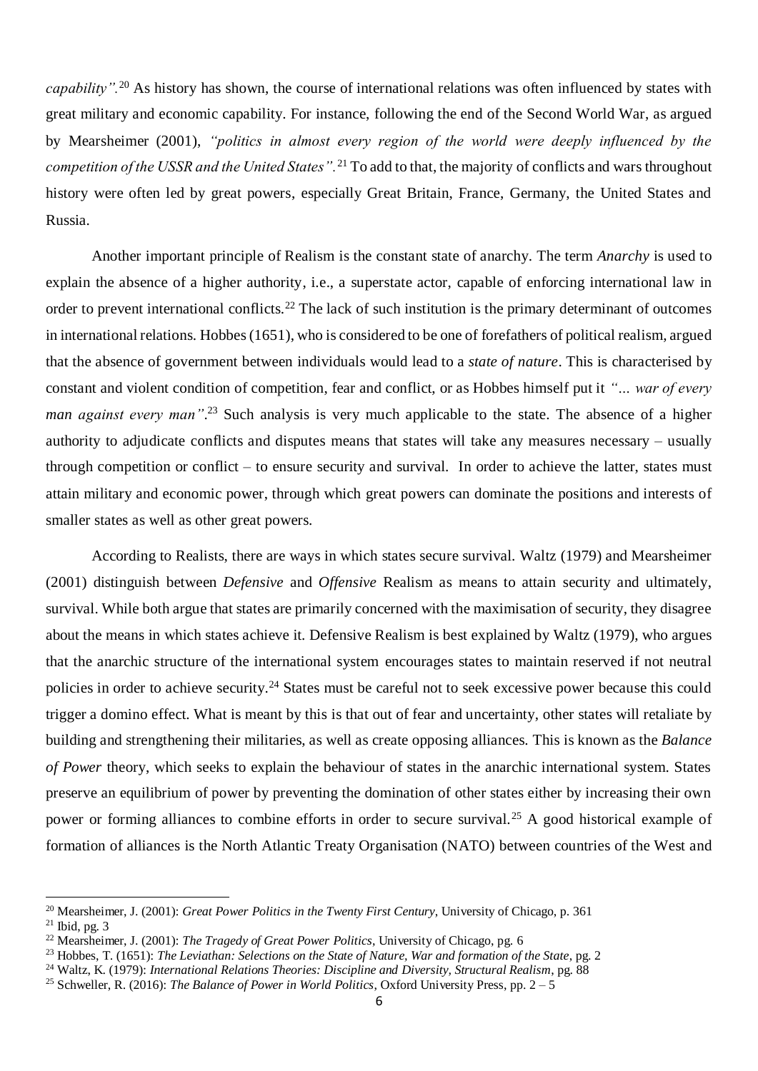*capability"*.[20] As history has shown, the course of international relations was often influenced by states with great military and economic capability. For instance, following the end of the Second World War, as argued by Mearsheimer (2001), *"politics in almost every region of the world were deeply influenced by the competition of the USSR and the United States"*.[21] To add to that, the majority of conflicts and wars throughout history were often led by great powers, especially Great Britain, France, Germany, the United States and Russia.

Another important principle of Realism is the constant state of anarchy. The term *Anarchy* is used to explain the absence of a higher authority, i.e., a superstate actor, capable of enforcing international law in order to prevent international conflicts.[22] The lack of such institution is the primary determinant of outcomes in international relations. Hobbes (1651), who is considered to be one of forefathers of political realism, argued that the absence of government between individuals would lead to a *state of nature*. This is characterised by constant and violent condition of competition, fear and conflict, or as Hobbes himself put it *"… war of every man against every man"*.[23] Such analysis is very much applicable to the state. The absence of a higher authority to adjudicate conflicts and disputes means that states will take any measures necessary – usually through competition or conflict – to ensure security and survival. In order to achieve the latter, states must attain military and economic power, through which great powers can dominate the positions and interests of smaller states as well as other great powers.

According to Realists, there are ways in which states secure survival. Waltz (1979) and Mearsheimer (2001) distinguish between *Defensive* and *Offensive* Realism as means to attain security and ultimately, survival. While both argue that states are primarily concerned with the maximisation of security, they disagree about the means in which states achieve it. Defensive Realism is best explained by Waltz (1979), who argues that the anarchic structure of the international system encourages states to maintain reserved if not neutral policies in order to achieve security.[24] States must be careful not to seek excessive power because this could trigger a domino effect. What is meant by this is that out of fear and uncertainty, other states will retaliate by building and strengthening their militaries, as well as create opposing alliances. This is known as the *Balance of Power* theory, which seeks to explain the behaviour of states in the anarchic international system. States preserve an equilibrium of power by preventing the domination of other states either by increasing their own power or forming alliances to combine efforts in order to secure survival.[25] A good historical example of formation of alliances is the North Atlantic Treaty Organisation (NATO) between countries of the West and

---

[20] Mearsheimer, J. (2001): *Great Power Politics in the Twenty First Century*, University of Chicago, p. 361

[21] Ibid, pg. 3

[22] Mearsheimer, J. (2001): *The Tragedy of Great Power Politics*, University of Chicago, pg. 6

[23] Hobbes, T. (1651): *The Leviathan: Selections on the State of Nature, War and formation of the State*, pg. 2

[24] Waltz, K. (1979): *International Relations Theories: Discipline and Diversity, Structural Realism*, pg. 88

[25] Schweller, R. (2016): *The Balance of Power in World Politics*, Oxford University Press, pp. 2 – 5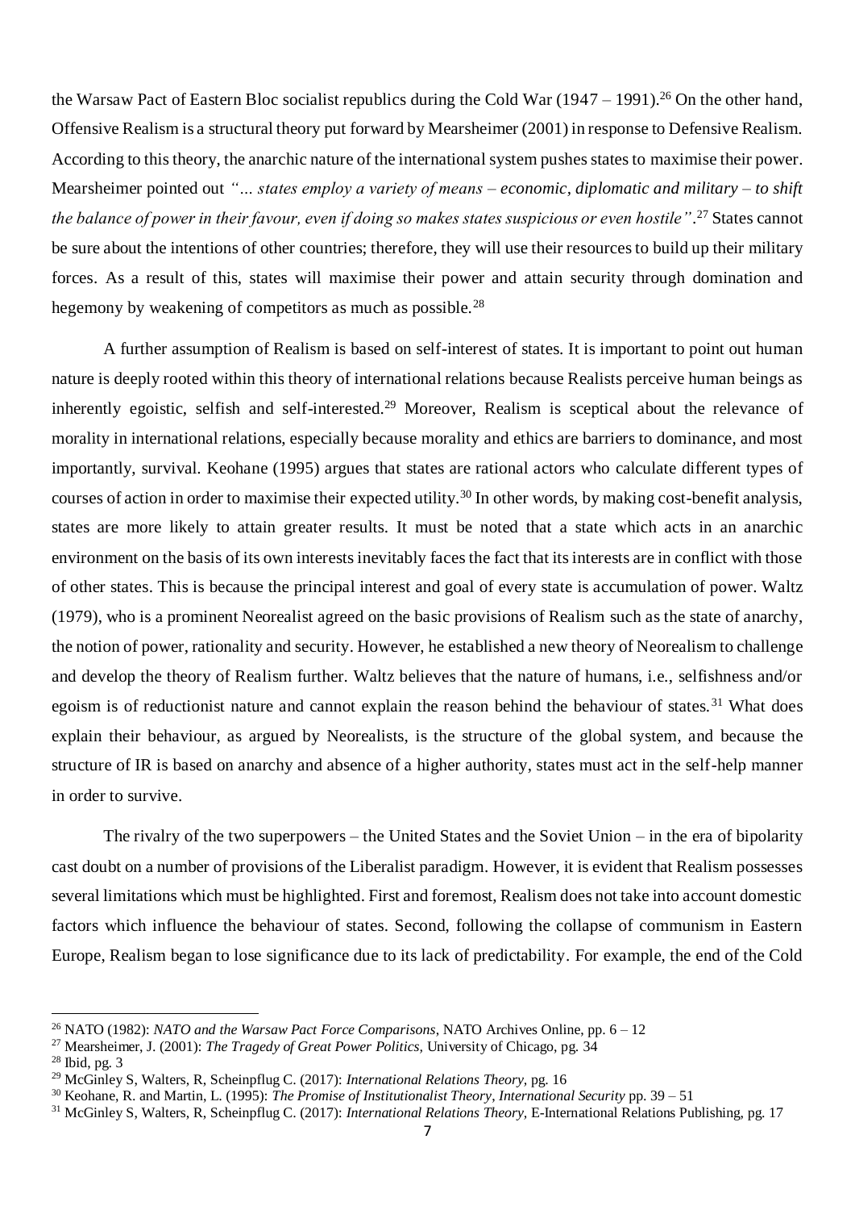the Warsaw Pact of Eastern Bloc socialist republics during the Cold War (1947 – 1991).[26] On the other hand, Offensive Realism is a structural theory put forward by Mearsheimer (2001) in response to Defensive Realism. According to this theory, the anarchic nature of the international system pushes states to maximise their power. Mearsheimer pointed out *"… states employ a variety of means – economic, diplomatic and military – to shift the balance of power in their favour, even if doing so makes states suspicious or even hostile"*.[27] States cannot be sure about the intentions of other countries; therefore, they will use their resources to build up their military forces. As a result of this, states will maximise their power and attain security through domination and hegemony by weakening of competitors as much as possible.[28]

A further assumption of Realism is based on self-interest of states. It is important to point out human nature is deeply rooted within this theory of international relations because Realists perceive human beings as inherently egoistic, selfish and self-interested.[29] Moreover, Realism is sceptical about the relevance of morality in international relations, especially because morality and ethics are barriers to dominance, and most importantly, survival. Keohane (1995) argues that states are rational actors who calculate different types of courses of action in order to maximise their expected utility.[30] In other words, by making cost-benefit analysis, states are more likely to attain greater results. It must be noted that a state which acts in an anarchic environment on the basis of its own interests inevitably faces the fact that its interests are in conflict with those of other states. This is because the principal interest and goal of every state is accumulation of power. Waltz (1979), who is a prominent Neorealist agreed on the basic provisions of Realism such as the state of anarchy, the notion of power, rationality and security. However, he established a new theory of Neorealism to challenge and develop the theory of Realism further. Waltz believes that the nature of humans, i.e., selfishness and/or egoism is of reductionist nature and cannot explain the reason behind the behaviour of states.[31] What does explain their behaviour, as argued by Neorealists, is the structure of the global system, and because the structure of IR is based on anarchy and absence of a higher authority, states must act in the self-help manner in order to survive.

The rivalry of the two superpowers – the United States and the Soviet Union – in the era of bipolarity cast doubt on a number of provisions of the Liberalist paradigm. However, it is evident that Realism possesses several limitations which must be highlighted. First and foremost, Realism does not take into account domestic factors which influence the behaviour of states. Second, following the collapse of communism in Eastern Europe, Realism began to lose significance due to its lack of predictability. For example, the end of the Cold

---

[26] NATO (1982): *NATO and the Warsaw Pact Force Comparisons*, NATO Archives Online, pp. 6 – 12

[27] Mearsheimer, J. (2001): *The Tragedy of Great Power Politics*, University of Chicago, pg. 34

[28] Ibid, pg. 3

[29] McGinley S, Walters, R, Scheinpflug C. (2017): *International Relations Theory*, pg. 16

[30] Keohane, R. and Martin, L. (1995): *The Promise of Institutionalist Theory*, *International Security* pp. 39 – 51

[31] McGinley S, Walters, R, Scheinpflug C. (2017): *International Relations Theory*, E-International Relations Publishing, pg. 17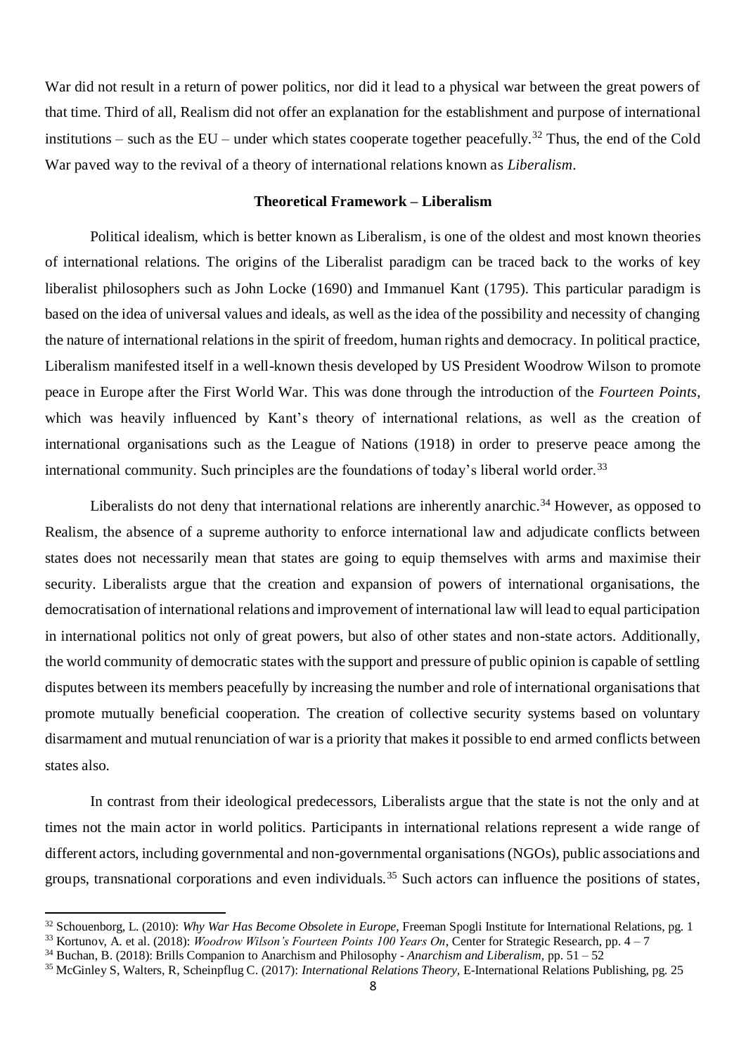War did not result in a return of power politics, nor did it lead to a physical war between the great powers of that time. Third of all, Realism did not offer an explanation for the establishment and purpose of international institutions – such as the EU – under which states cooperate together peacefully.[32] Thus, the end of the Cold War paved way to the revival of a theory of international relations known as *Liberalism*.

## Theoretical Framework – Liberalism

Political idealism, which is better known as Liberalism, is one of the oldest and most known theories of international relations. The origins of the Liberalist paradigm can be traced back to the works of key liberalist philosophers such as John Locke (1690) and Immanuel Kant (1795). This particular paradigm is based on the idea of universal values and ideals, as well as the idea of the possibility and necessity of changing the nature of international relations in the spirit of freedom, human rights and democracy. In political practice, Liberalism manifested itself in a well-known thesis developed by US President Woodrow Wilson to promote peace in Europe after the First World War. This was done through the introduction of the *Fourteen Points*, which was heavily influenced by Kant's theory of international relations, as well as the creation of international organisations such as the League of Nations (1918) in order to preserve peace among the international community. Such principles are the foundations of today's liberal world order.[33]

Liberalists do not deny that international relations are inherently anarchic.[34] However, as opposed to Realism, the absence of a supreme authority to enforce international law and adjudicate conflicts between states does not necessarily mean that states are going to equip themselves with arms and maximise their security. Liberalists argue that the creation and expansion of powers of international organisations, the democratisation of international relations and improvement of international law will lead to equal participation in international politics not only of great powers, but also of other states and non-state actors. Additionally, the world community of democratic states with the support and pressure of public opinion is capable of settling disputes between its members peacefully by increasing the number and role of international organisations that promote mutually beneficial cooperation. The creation of collective security systems based on voluntary disarmament and mutual renunciation of war is a priority that makes it possible to end armed conflicts between states also.

In contrast from their ideological predecessors, Liberalists argue that the state is not the only and at times not the main actor in world politics. Participants in international relations represent a wide range of different actors, including governmental and non-governmental organisations (NGOs), public associations and groups, transnational corporations and even individuals.[35] Such actors can influence the positions of states,

---

[32] Schouenborg, L. (2010): *Why War Has Become Obsolete in Europe*, Freeman Spogli Institute for International Relations, pg. 1

[33] Kortunov, A. et al. (2018): *Woodrow Wilson's Fourteen Points 100 Years On*, Center for Strategic Research, pp. 4 – 7

[34] Buchan, B. (2018): Brills Companion to Anarchism and Philosophy - *Anarchism and Liberalism*, pp. 51 – 52

[35] McGinley S, Walters, R, Scheinpflug C. (2017): *International Relations Theory*, E-International Relations Publishing, pg. 25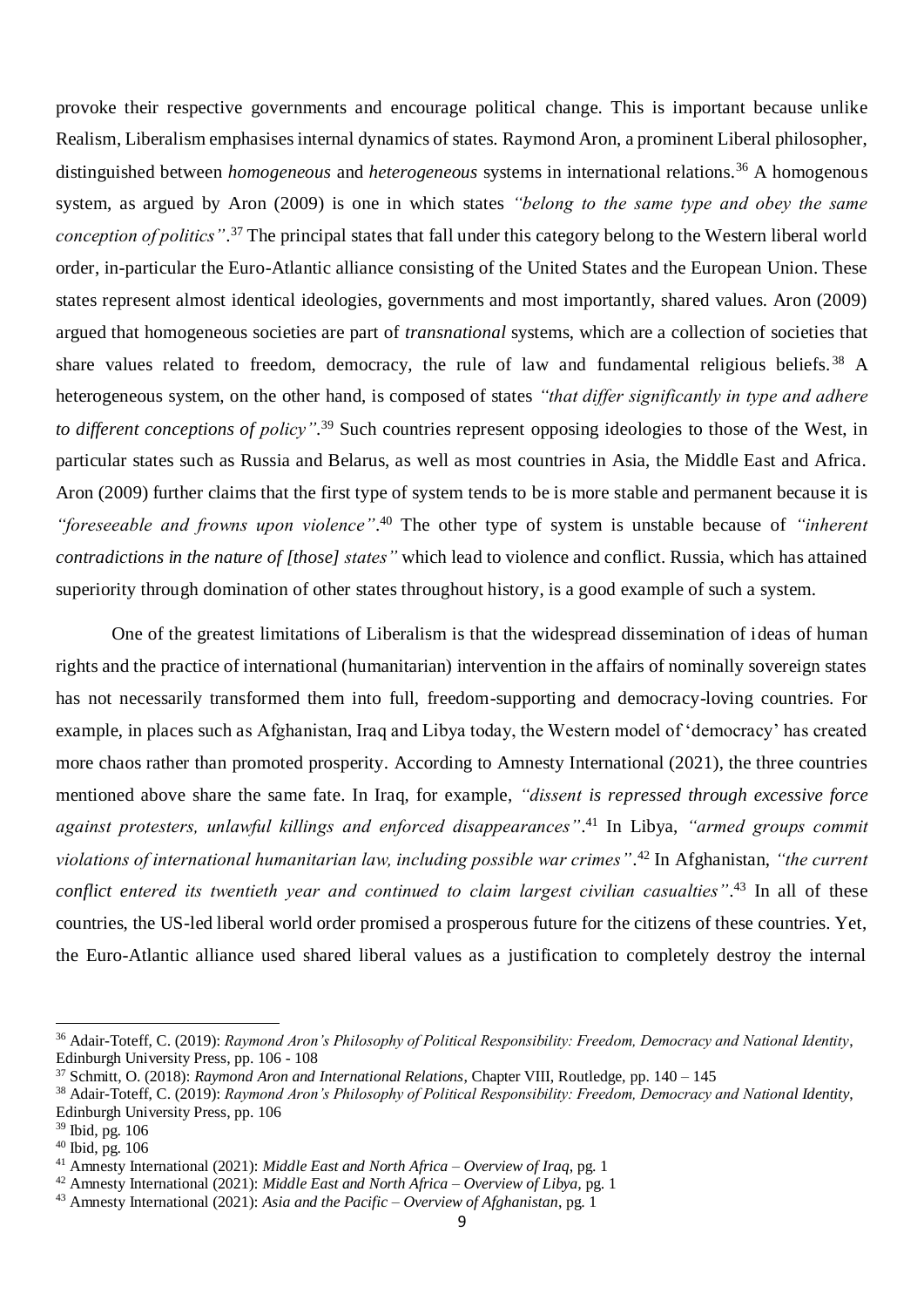provoke their respective governments and encourage political change. This is important because unlike Realism, Liberalism emphasises internal dynamics of states. Raymond Aron, a prominent Liberal philosopher, distinguished between *homogeneous* and *heterogeneous* systems in international relations.[36] A homogenous system, as argued by Aron (2009) is one in which states *"belong to the same type and obey the same conception of politics"*.[37] The principal states that fall under this category belong to the Western liberal world order, in-particular the Euro-Atlantic alliance consisting of the United States and the European Union. These states represent almost identical ideologies, governments and most importantly, shared values. Aron (2009) argued that homogeneous societies are part of *transnational* systems, which are a collection of societies that share values related to freedom, democracy, the rule of law and fundamental religious beliefs.[38] A heterogeneous system, on the other hand, is composed of states *"that differ significantly in type and adhere to different conceptions of policy"*.[39] Such countries represent opposing ideologies to those of the West, in particular states such as Russia and Belarus, as well as most countries in Asia, the Middle East and Africa. Aron (2009) further claims that the first type of system tends to be is more stable and permanent because it is *"foreseeable and frowns upon violence"*.[40] The other type of system is unstable because of *"inherent contradictions in the nature of [those] states"* which lead to violence and conflict. Russia, which has attained superiority through domination of other states throughout history, is a good example of such a system.

One of the greatest limitations of Liberalism is that the widespread dissemination of ideas of human rights and the practice of international (humanitarian) intervention in the affairs of nominally sovereign states has not necessarily transformed them into full, freedom-supporting and democracy-loving countries. For example, in places such as Afghanistan, Iraq and Libya today, the Western model of 'democracy' has created more chaos rather than promoted prosperity. According to Amnesty International (2021), the three countries mentioned above share the same fate. In Iraq, for example, *"dissent is repressed through excessive force against protesters, unlawful killings and enforced disappearances"*.[41] In Libya, *"armed groups commit violations of international humanitarian law, including possible war crimes"*.[42] In Afghanistan, *"the current conflict entered its twentieth year and continued to claim largest civilian casualties"*.[43] In all of these countries, the US-led liberal world order promised a prosperous future for the citizens of these countries. Yet, the Euro-Atlantic alliance used shared liberal values as a justification to completely destroy the internal

---

[36] Adair-Totoff, C. (2019): *Raymond Aron's Philosophy of Political Responsibility: Freedom, Democracy and National Identity*, Edinburgh University Press, pp. 106 - 108

[37] Schmitt, O. (2018): *Raymond Aron and International Relations*, Chapter VIII, Routledge, pp. 140 – 145

[38] Adair-Totoff, C. (2019): *Raymond Aron's Philosophy of Political Responsibility: Freedom, Democracy and National Identity*, Edinburgh University Press, pp. 106

[39] Ibid, pg. 106

[40] Ibid, pg. 106

[41] Amnesty International (2021): *Middle East and North Africa – Overview of Iraq*, pg. 1

[42] Amnesty International (2021): *Middle East and North Africa – Overview of Libya,* pg. 1

[43] Amnesty International (2021): *Asia and the Pacific – Overview of Afghanistan*, pg. 1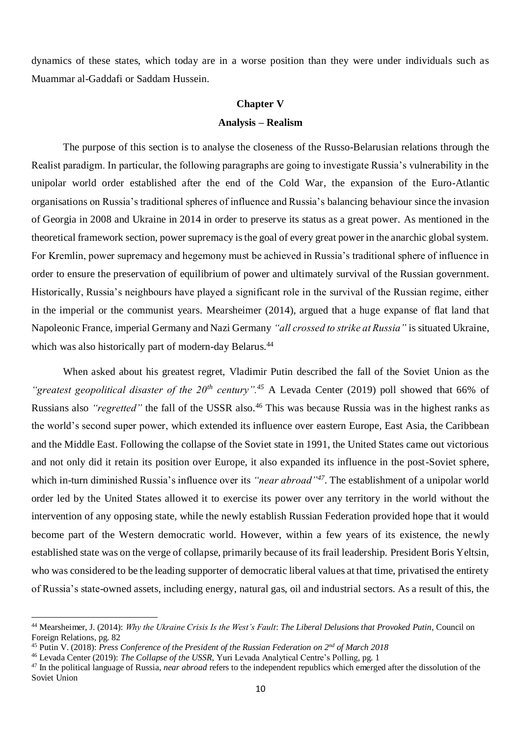dynamics of these states, which today are in a worse position than they were under individuals such as Muammar al-Gaddafi or Saddam Hussein.

## Chapter V

### Analysis – Realism

The purpose of this section is to analyse the closeness of the Russo-Belarusian relations through the Realist paradigm. In particular, the following paragraphs are going to investigate Russia's vulnerability in the unipolar world order established after the end of the Cold War, the expansion of the Euro-Atlantic organisations on Russia's traditional spheres of influence and Russia's balancing behaviour since the invasion of Georgia in 2008 and Ukraine in 2014 in order to preserve its status as a great power. As mentioned in the theoretical framework section, power supremacy is the goal of every great power in the anarchic global system. For Kremlin, power supremacy and hegemony must be achieved in Russia's traditional sphere of influence in order to ensure the preservation of equilibrium of power and ultimately survival of the Russian government. Historically, Russia's neighbours have played a significant role in the survival of the Russian regime, either in the imperial or the communist years. Mearsheimer (2014), argued that a huge expanse of flat land that Napoleonic France, imperial Germany and Nazi Germany *"all crossed to strike at Russia"* is situated Ukraine, which was also historically part of modern-day Belarus.[44]

When asked about his greatest regret, Vladimir Putin described the fall of the Soviet Union as the *"greatest geopolitical disaster of the 20th century".*[45] A Levada Center (2019) poll showed that 66% of Russians also *"regretted"* the fall of the USSR also.[46] This was because Russia was in the highest ranks as the world's second super power, which extended its influence over eastern Europe, East Asia, the Caribbean and the Middle East. Following the collapse of the Soviet state in 1991, the United States came out victorious and not only did it retain its position over Europe, it also expanded its influence in the post-Soviet sphere, which in-turn diminished Russia's influence over its *"near abroad"*[47]. The establishment of a unipolar world order led by the United States allowed it to exercise its power over any territory in the world without the intervention of any opposing state, while the newly establish Russian Federation provided hope that it would become part of the Western democratic world. However, within a few years of its existence, the newly established state was on the verge of collapse, primarily because of its frail leadership. President Boris Yeltsin, who was considered to be the leading supporter of democratic liberal values at that time, privatised the entirety of Russia's state-owned assets, including energy, natural gas, oil and industrial sectors. As a result of this, the

---

[44] Mearsheimer, J. (2014): *Why the Ukraine Crisis Is the West's Fault*: *The Liberal Delusions that Provoked Putin*, Council on Foreign Relations, pg. 82

[45] Putin V. (2018): *Press Conference of the President of the Russian Federation on 2nd of March 2018*

[46] Levada Center (2019): *The Collapse of the USSR,* Yuri Levada Analytical Centre's Polling, pg. 1

[47] In the political language of Russia, *near abroad* refers to the independent republics which emerged after the dissolution of the Soviet Union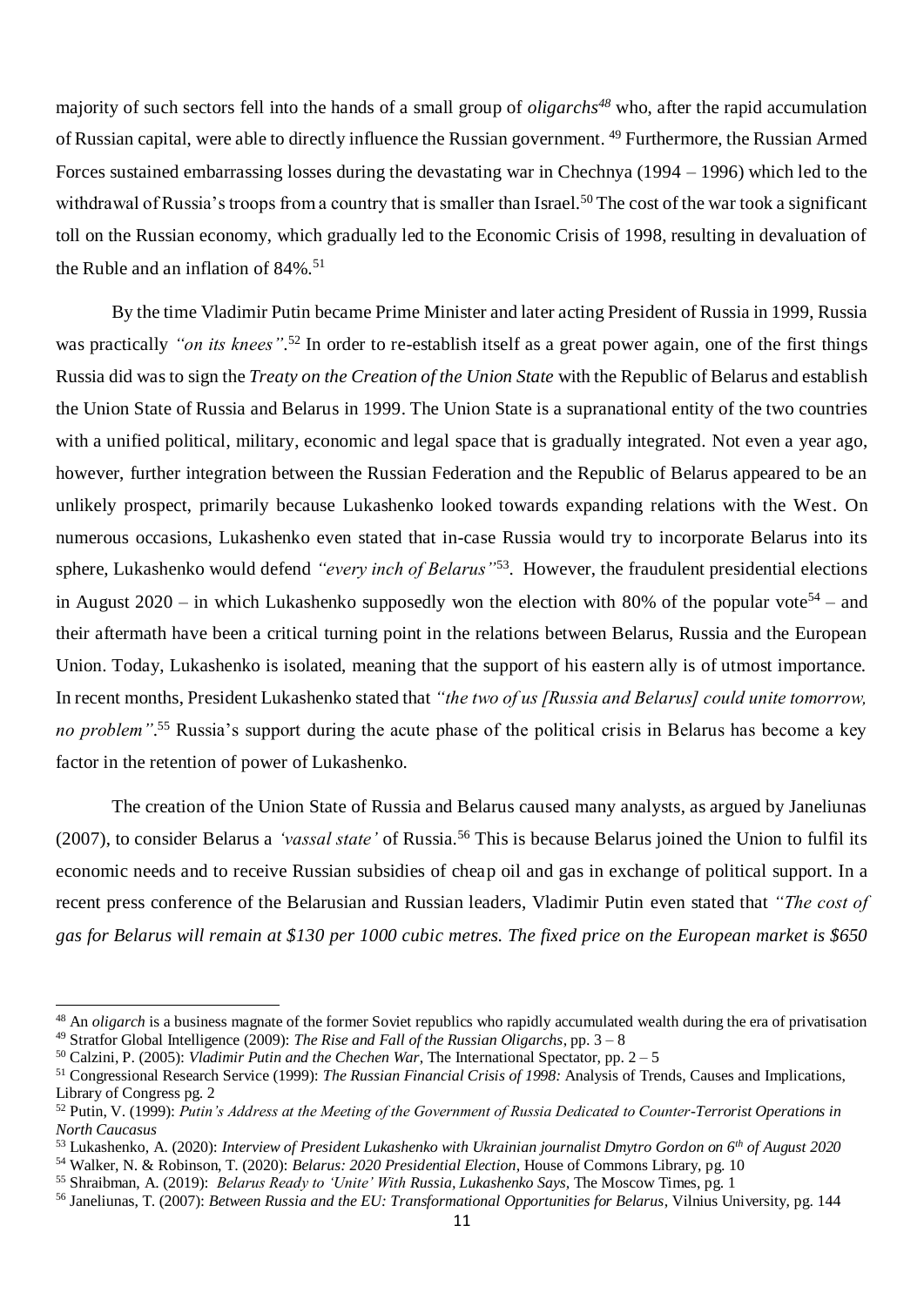majority of such sectors fell into the hands of a small group of *oligarchs*[48] who, after the rapid accumulation of Russian capital, were able to directly influence the Russian government. [49] Furthermore, the Russian Armed Forces sustained embarrassing losses during the devastating war in Chechnya (1994 – 1996) which led to the withdrawal of Russia's troops from a country that is smaller than Israel.[50] The cost of the war took a significant toll on the Russian economy, which gradually led to the Economic Crisis of 1998, resulting in devaluation of the Ruble and an inflation of 84%.[51]

By the time Vladimir Putin became Prime Minister and later acting President of Russia in 1999, Russia was practically *"on its knees"*.[52] In order to re-establish itself as a great power again, one of the first things Russia did was to sign the *Treaty on the Creation of the Union State* with the Republic of Belarus and establish the Union State of Russia and Belarus in 1999. The Union State is a supranational entity of the two countries with a unified political, military, economic and legal space that is gradually integrated. Not even a year ago, however, further integration between the Russian Federation and the Republic of Belarus appeared to be an unlikely prospect, primarily because Lukashenko looked towards expanding relations with the West. On numerous occasions, Lukashenko even stated that in-case Russia would try to incorporate Belarus into its sphere, Lukashenko would defend *"every inch of Belarus"*[53]. However, the fraudulent presidential elections in August 2020 – in which Lukashenko supposedly won the election with 80% of the popular vote[54] – and their aftermath have been a critical turning point in the relations between Belarus, Russia and the European Union. Today, Lukashenko is isolated, meaning that the support of his eastern ally is of utmost importance. In recent months, President Lukashenko stated that *"the two of us [Russia and Belarus] could unite tomorrow, no problem"*.[55] Russia's support during the acute phase of the political crisis in Belarus has become a key factor in the retention of power of Lukashenko.

The creation of the Union State of Russia and Belarus caused many analysts, as argued by Janeliunas (2007), to consider Belarus a *'vassal state'* of Russia.[56] This is because Belarus joined the Union to fulfil its economic needs and to receive Russian subsidies of cheap oil and gas in exchange of political support. In a recent press conference of the Belarusian and Russian leaders, Vladimir Putin even stated that *"The cost of gas for Belarus will remain at $130 per 1000 cubic metres. The fixed price on the European market is $650*

---

[48] An *oligarch* is a business magnate of the former Soviet republics who rapidly accumulated wealth during the era of privatisation

[49] Stratfor Global Intelligence (2009): *The Rise and Fall of the Russian Oligarchs*, pp. 3 – 8

[50] Calzini, P. (2005): *Vladimir Putin and the Chechen War*, The International Spectator, pp. 2 – 5

[51] Congressional Research Service (1999): *The Russian Financial Crisis of 1998:* Analysis of Trends, Causes and Implications, Library of Congress pg. 2

[52] Putin, V. (1999): *Putin's Address at the Meeting of the Government of Russia Dedicated to Counter-Terrorist Operations in North Caucasus*

[53] Lukashenko, A. (2020): *Interview of President Lukashenko with Ukrainian journalist Dmytro Gordon on 6th of August 2020*

[54] Walker, N. & Robinson, T. (2020): *Belarus: 2020 Presidential Election*, House of Commons Library, pg. 10

[55] Shraibman, A. (2019): *Belarus Ready to 'Unite' With Russia, Lukashenko Says*, The Moscow Times, pg. 1

[56] Janeliunas, T. (2007): *Between Russia and the EU: Transformational Opportunities for Belarus*, Vilnius University, pg. 144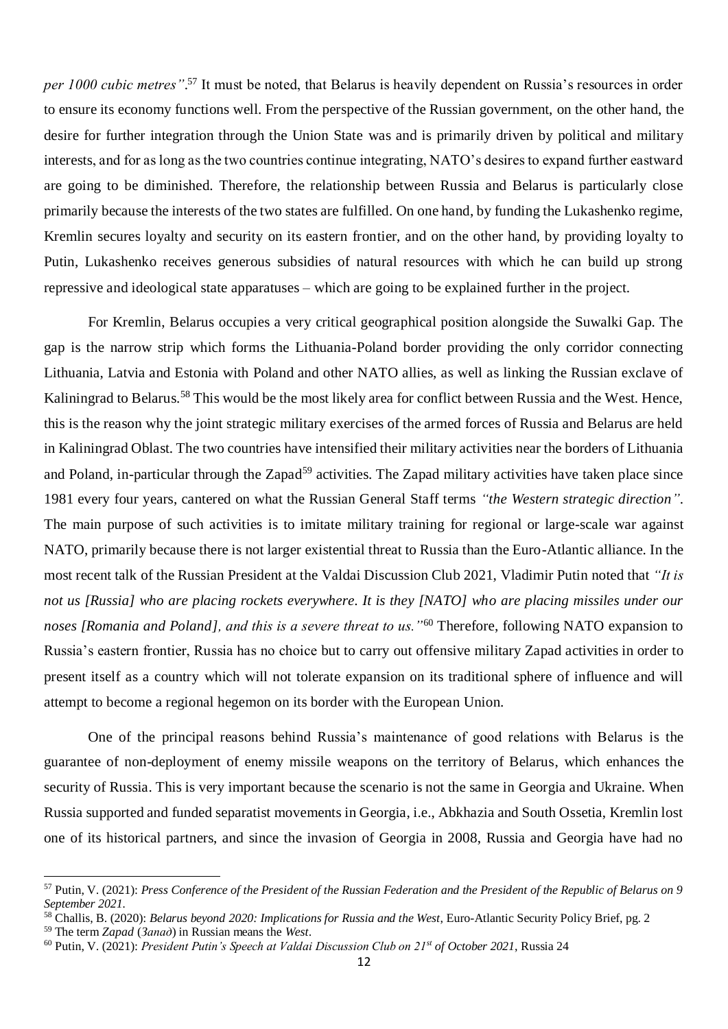*per 1000 cubic metres"*.[57] It must be noted, that Belarus is heavily dependent on Russia's resources in order to ensure its economy functions well. From the perspective of the Russian government, on the other hand, the desire for further integration through the Union State was and is primarily driven by political and military interests, and for as long as the two countries continue integrating, NATO's desires to expand further eastward are going to be diminished. Therefore, the relationship between Russia and Belarus is particularly close primarily because the interests of the two states are fulfilled. On one hand, by funding the Lukashenko regime, Kremlin secures loyalty and security on its eastern frontier, and on the other hand, by providing loyalty to Putin, Lukashenko receives generous subsidies of natural resources with which he can build up strong repressive and ideological state apparatuses – which are going to be explained further in the project.

For Kremlin, Belarus occupies a very critical geographical position alongside the Suwalki Gap. The gap is the narrow strip which forms the Lithuania-Poland border providing the only corridor connecting Lithuania, Latvia and Estonia with Poland and other NATO allies, as well as linking the Russian exclave of Kaliningrad to Belarus.[58] This would be the most likely area for conflict between Russia and the West. Hence, this is the reason why the joint strategic military exercises of the armed forces of Russia and Belarus are held in Kaliningrad Oblast. The two countries have intensified their military activities near the borders of Lithuania and Poland, in-particular through the Zapad[59] activities. The Zapad military activities have taken place since 1981 every four years, cantered on what the Russian General Staff terms *"the Western strategic direction"*. The main purpose of such activities is to imitate military training for regional or large-scale war against NATO, primarily because there is not larger existential threat to Russia than the Euro-Atlantic alliance. In the most recent talk of the Russian President at the Valdai Discussion Club 2021, Vladimir Putin noted that *"It is not us [Russia] who are placing rockets everywhere. It is they [NATO] who are placing missiles under our noses [Romania and Poland], and this is a severe threat to us."*[60] Therefore, following NATO expansion to Russia's eastern frontier, Russia has no choice but to carry out offensive military Zapad activities in order to present itself as a country which will not tolerate expansion on its traditional sphere of influence and will attempt to become a regional hegemon on its border with the European Union.

One of the principal reasons behind Russia's maintenance of good relations with Belarus is the guarantee of non-deployment of enemy missile weapons on the territory of Belarus, which enhances the security of Russia. This is very important because the scenario is not the same in Georgia and Ukraine. When Russia supported and funded separatist movements in Georgia, i.e., Abkhazia and South Ossetia, Kremlin lost one of its historical partners, and since the invasion of Georgia in 2008, Russia and Georgia have had no

---

[57] Putin, V. (2021): *Press Conference of the President of the Russian Federation and the President of the Republic of Belarus on 9 September 2021.*

[58] Challis, B. (2020): *Belarus beyond 2020: Implications for Russia and the West*, Euro-Atlantic Security Policy Brief, pg. 2

[59] The term *Zapad* (*Запад*) in Russian means the *West*.

[60] Putin, V. (2021): *President Putin's Speech at Valdai Discussion Club on 21st of October 2021*, Russia 24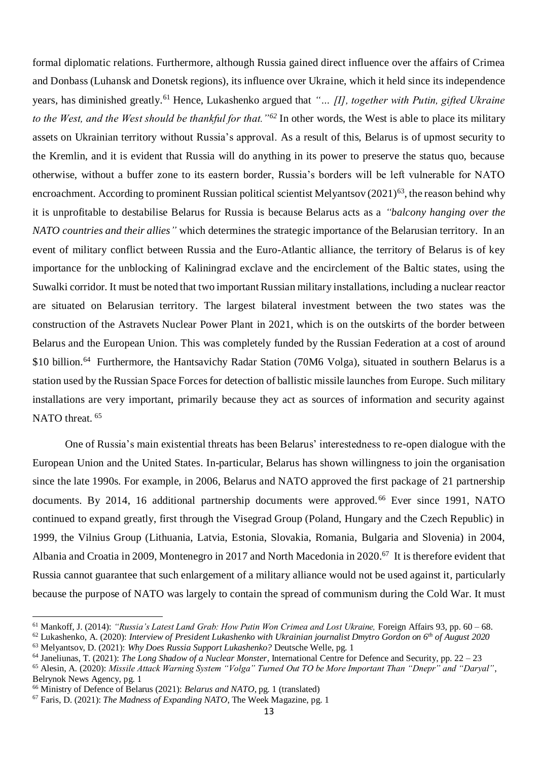formal diplomatic relations. Furthermore, although Russia gained direct influence over the affairs of Crimea and Donbass (Luhansk and Donetsk regions), its influence over Ukraine, which it held since its independence years, has diminished greatly.[61] Hence, Lukashenko argued that *"… [I], together with Putin, gifted Ukraine to the West, and the West should be thankful for that."*[62] In other words, the West is able to place its military assets on Ukrainian territory without Russia's approval. As a result of this, Belarus is of upmost security to the Kremlin, and it is evident that Russia will do anything in its power to preserve the status quo, because otherwise, without a buffer zone to its eastern border, Russia's borders will be left vulnerable for NATO encroachment. According to prominent Russian political scientist Melyantsov (2021)[63], the reason behind why it is unprofitable to destabilise Belarus for Russia is because Belarus acts as a *"balcony hanging over the NATO countries and their allies"* which determines the strategic importance of the Belarusian territory. In an event of military conflict between Russia and the Euro-Atlantic alliance, the territory of Belarus is of key importance for the unblocking of Kaliningrad exclave and the encirclement of the Baltic states, using the Suwalki corridor. It must be noted that two important Russian military installations, including a nuclear reactor are situated on Belarusian territory. The largest bilateral investment between the two states was the construction of the Astravets Nuclear Power Plant in 2021, which is on the outskirts of the border between Belarus and the European Union. This was completely funded by the Russian Federation at a cost of around \$10 billion.[64] Furthermore, the Hantsavichy Radar Station (70M6 Volga), situated in southern Belarus is a station used by the Russian Space Forces for detection of ballistic missile launches from Europe. Such military installations are very important, primarily because they act as sources of information and security against NATO threat.[65]

One of Russia's main existential threats has been Belarus' interestedness to re-open dialogue with the European Union and the United States. In-particular, Belarus has shown willingness to join the organisation since the late 1990s. For example, in 2006, Belarus and NATO approved the first package of 21 partnership documents. By 2014, 16 additional partnership documents were approved.[66] Ever since 1991, NATO continued to expand greatly, first through the Visegrad Group (Poland, Hungary and the Czech Republic) in 1999, the Vilnius Group (Lithuania, Latvia, Estonia, Slovakia, Romania, Bulgaria and Slovenia) in 2004, Albania and Croatia in 2009, Montenegro in 2017 and North Macedonia in 2020.[67] It is therefore evident that Russia cannot guarantee that such enlargement of a military alliance would not be used against it, particularly because the purpose of NATO was largely to contain the spread of communism during the Cold War. It must

---

[61] Mankoff, J. (2014): *"Russia's Latest Land Grab: How Putin Won Crimea and Lost Ukraine,* Foreign Affairs 93, pp. 60 – 68.

[62] Lukashenko, A. (2020): *Interview of President Lukashenko with Ukrainian journalist Dmytro Gordon on 6th of August 2020*

[63] Melyantsov, D. (2021): *Why Does Russia Support Lukashenko?* Deutsche Welle, pg. 1

[64] Janeliunas, T. (2021): *The Long Shadow of a Nuclear Monster*, International Centre for Defence and Security, pp. 22 – 23

[65] Alesin, A. (2020): *Missile Attack Warning System "Volga" Turned Out TO be More Important Than "Dnepr" and "Daryal"*, Belrynok News Agency, pg. 1

[66] Ministry of Defence of Belarus (2021): *Belarus and NATO*, pg. 1 (translated)

[67] Faris, D. (2021): *The Madness of Expanding NATO*, The Week Magazine, pg. 1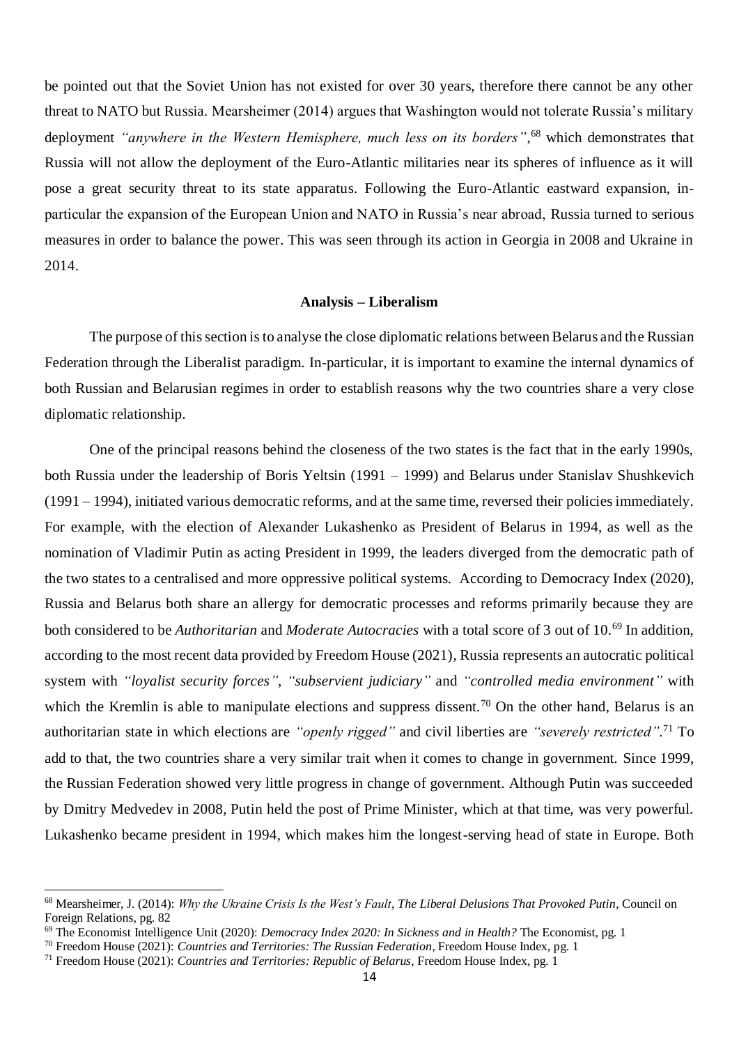be pointed out that the Soviet Union has not existed for over 30 years, therefore there cannot be any other threat to NATO but Russia. Mearsheimer (2014) argues that Washington would not tolerate Russia's military deployment *"anywhere in the Western Hemisphere, much less on its borders"*,[68] which demonstrates that Russia will not allow the deployment of the Euro-Atlantic militaries near its spheres of influence as it will pose a great security threat to its state apparatus. Following the Euro-Atlantic eastward expansion, in-particular the expansion of the European Union and NATO in Russia's near abroad, Russia turned to serious measures in order to balance the power. This was seen through its action in Georgia in 2008 and Ukraine in 2014.

**Analysis – Liberalism**

The purpose of this section is to analyse the close diplomatic relations between Belarus and the Russian Federation through the Liberalist paradigm. In-particular, it is important to examine the internal dynamics of both Russian and Belarusian regimes in order to establish reasons why the two countries share a very close diplomatic relationship.

One of the principal reasons behind the closeness of the two states is the fact that in the early 1990s, both Russia under the leadership of Boris Yeltsin (1991 – 1999) and Belarus under Stanislav Shushkevich (1991 – 1994), initiated various democratic reforms, and at the same time, reversed their policies immediately. For example, with the election of Alexander Lukashenko as President of Belarus in 1994, as well as the nomination of Vladimir Putin as acting President in 1999, the leaders diverged from the democratic path of the two states to a centralised and more oppressive political systems. According to Democracy Index (2020), Russia and Belarus both share an allergy for democratic processes and reforms primarily because they are both considered to be *Authoritarian* and *Moderate Autocracies* with a total score of 3 out of 10.[69] In addition, according to the most recent data provided by Freedom House (2021), Russia represents an autocratic political system with *"loyalist security forces"*, *"subservient judiciary"* and *"controlled media environment"* with which the Kremlin is able to manipulate elections and suppress dissent.[70] On the other hand, Belarus is an authoritarian state in which elections are *"openly rigged"* and civil liberties are *"severely restricted"*.[71] To add to that, the two countries share a very similar trait when it comes to change in government. Since 1999, the Russian Federation showed very little progress in change of government. Although Putin was succeeded by Dmitry Medvedev in 2008, Putin held the post of Prime Minister, which at that time, was very powerful. Lukashenko became president in 1994, which makes him the longest-serving head of state in Europe. Both

---

[68] Mearsheimer, J. (2014): *Why the Ukraine Crisis Is the West's Fault*, *The Liberal Delusions That Provoked Putin*, Council on Foreign Relations, pg. 82

[69] The Economist Intelligence Unit (2020): *Democracy Index 2020: In Sickness and in Health?* The Economist, pg. 1

[70] Freedom House (2021): *Countries and Territories: The Russian Federation*, Freedom House Index, pg. 1

[71] Freedom House (2021): *Countries and Territories: Republic of Belarus*, Freedom House Index, pg. 1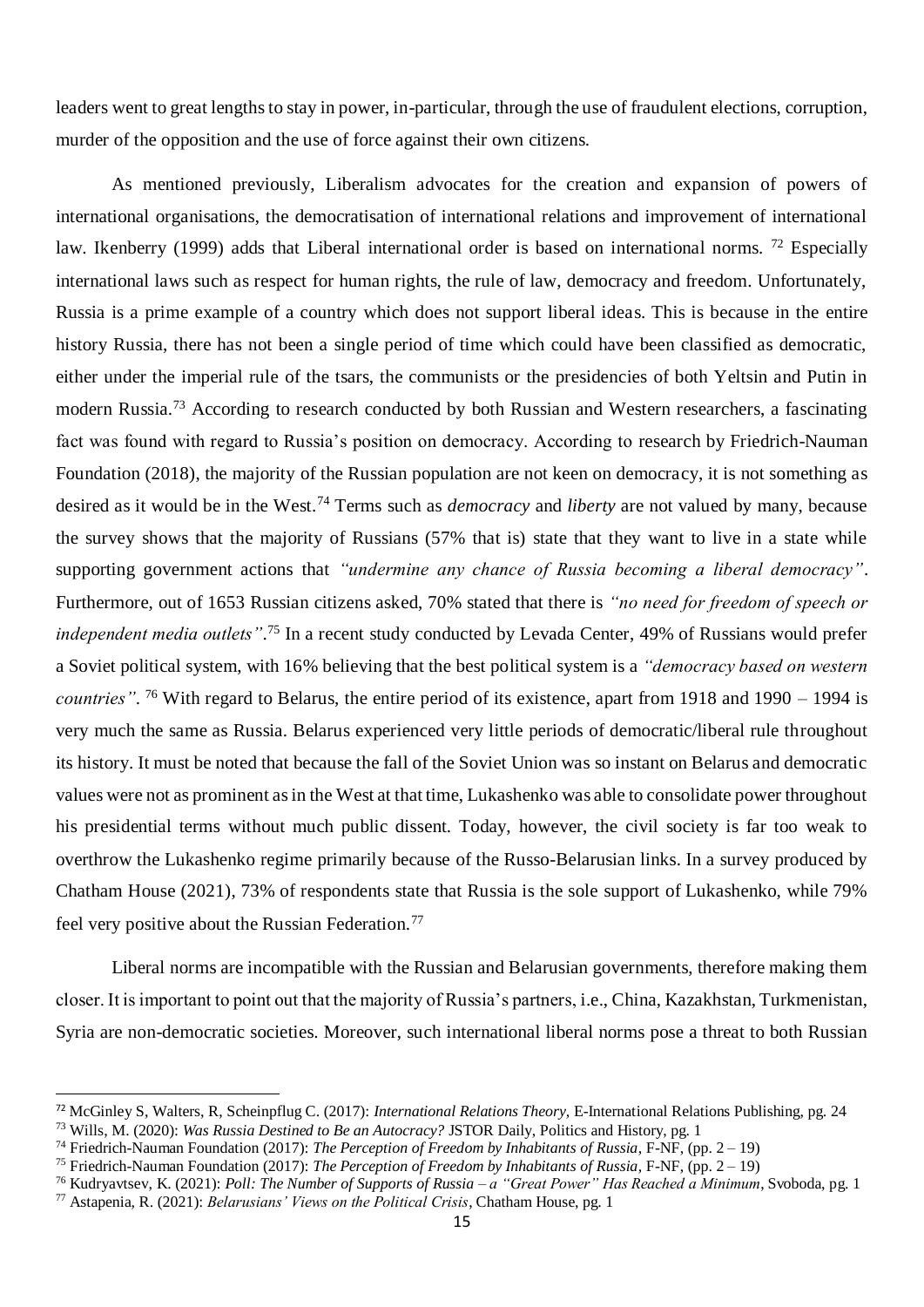leaders went to great lengths to stay in power, in-particular, through the use of fraudulent elections, corruption, murder of the opposition and the use of force against their own citizens.

As mentioned previously, Liberalism advocates for the creation and expansion of powers of international organisations, the democratisation of international relations and improvement of international law. Ikenberry (1999) adds that Liberal international order is based on international norms. [72] Especially international laws such as respect for human rights, the rule of law, democracy and freedom. Unfortunately, Russia is a prime example of a country which does not support liberal ideas. This is because in the entire history Russia, there has not been a single period of time which could have been classified as democratic, either under the imperial rule of the tsars, the communists or the presidencies of both Yeltsin and Putin in modern Russia.[73] According to research conducted by both Russian and Western researchers, a fascinating fact was found with regard to Russia's position on democracy. According to research by Friedrich-Nauman Foundation (2018), the majority of the Russian population are not keen on democracy, it is not something as desired as it would be in the West.[74] Terms such as *democracy* and *liberty* are not valued by many, because the survey shows that the majority of Russians (57% that is) state that they want to live in a state while supporting government actions that *"undermine any chance of Russia becoming a liberal democracy"*. Furthermore, out of 1653 Russian citizens asked, 70% stated that there is *"no need for freedom of speech or independent media outlets"*.[75] In a recent study conducted by Levada Center, 49% of Russians would prefer a Soviet political system, with 16% believing that the best political system is a *"democracy based on western countries"*. [76] With regard to Belarus, the entire period of its existence, apart from 1918 and 1990 – 1994 is very much the same as Russia. Belarus experienced very little periods of democratic/liberal rule throughout its history. It must be noted that because the fall of the Soviet Union was so instant on Belarus and democratic values were not as prominent as in the West at that time, Lukashenko was able to consolidate power throughout his presidential terms without much public dissent. Today, however, the civil society is far too weak to overthrow the Lukashenko regime primarily because of the Russo-Belarusian links. In a survey produced by Chatham House (2021), 73% of respondents state that Russia is the sole support of Lukashenko, while 79% feel very positive about the Russian Federation.[77]

Liberal norms are incompatible with the Russian and Belarusian governments, therefore making them closer. It is important to point out that the majority of Russia's partners, i.e., China, Kazakhstan, Turkmenistan, Syria are non-democratic societies. Moreover, such international liberal norms pose a threat to both Russian

---

[72] McGinley S, Walters, R, Scheinpflug C. (2017): *International Relations Theory,* E-International Relations Publishing, pg. 24

[73] Wills, M. (2020): *Was Russia Destined to Be an Autocracy?* JSTOR Daily, Politics and History, pg. 1

[74] Friedrich-Nauman Foundation (2017): *The Perception of Freedom by Inhabitants of Russia*, F-NF, (pp. 2 – 19)

[75] Friedrich-Nauman Foundation (2017): *The Perception of Freedom by Inhabitants of Russia*, F-NF, (pp. 2 – 19)

[76] Kudryavtsev, K. (2021): *Poll: The Number of Supports of Russia – a "Great Power" Has Reached a Minimum*, Svoboda, pg. 1

[77] Astapenia, R. (2021): *Belarusians' Views on the Political Crisis*, Chatham House, pg. 1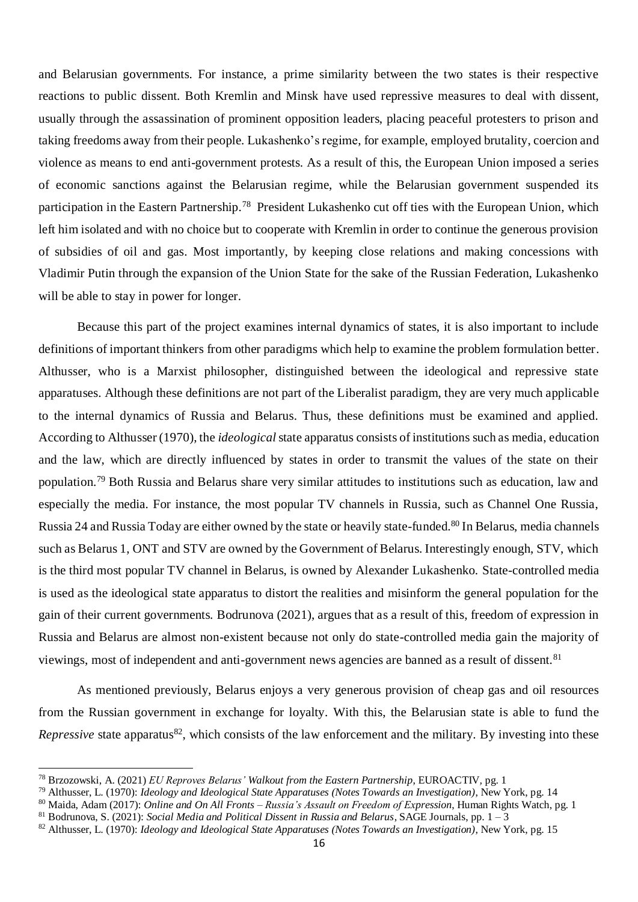and Belarusian governments. For instance, a prime similarity between the two states is their respective reactions to public dissent. Both Kremlin and Minsk have used repressive measures to deal with dissent, usually through the assassination of prominent opposition leaders, placing peaceful protesters to prison and taking freedoms away from their people. Lukashenko's regime, for example, employed brutality, coercion and violence as means to end anti-government protests. As a result of this, the European Union imposed a series of economic sanctions against the Belarusian regime, while the Belarusian government suspended its participation in the Eastern Partnership.[78] President Lukashenko cut off ties with the European Union, which left him isolated and with no choice but to cooperate with Kremlin in order to continue the generous provision of subsidies of oil and gas. Most importantly, by keeping close relations and making concessions with Vladimir Putin through the expansion of the Union State for the sake of the Russian Federation, Lukashenko will be able to stay in power for longer.

Because this part of the project examines internal dynamics of states, it is also important to include definitions of important thinkers from other paradigms which help to examine the problem formulation better. Althusser, who is a Marxist philosopher, distinguished between the ideological and repressive state apparatuses. Although these definitions are not part of the Liberalist paradigm, they are very much applicable to the internal dynamics of Russia and Belarus. Thus, these definitions must be examined and applied. According to Althusser (1970), the *ideological* state apparatus consists of institutions such as media, education and the law, which are directly influenced by states in order to transmit the values of the state on their population.[79] Both Russia and Belarus share very similar attitudes to institutions such as education, law and especially the media. For instance, the most popular TV channels in Russia, such as Channel One Russia, Russia 24 and Russia Today are either owned by the state or heavily state-funded.[80] In Belarus, media channels such as Belarus 1, ONT and STV are owned by the Government of Belarus. Interestingly enough, STV, which is the third most popular TV channel in Belarus, is owned by Alexander Lukashenko. State-controlled media is used as the ideological state apparatus to distort the realities and misinform the general population for the gain of their current governments. Bodrunova (2021), argues that as a result of this, freedom of expression in Russia and Belarus are almost non-existent because not only do state-controlled media gain the majority of viewings, most of independent and anti-government news agencies are banned as a result of dissent.[81]

As mentioned previously, Belarus enjoys a very generous provision of cheap gas and oil resources from the Russian government in exchange for loyalty. With this, the Belarusian state is able to fund the *Repressive* state apparatus[82], which consists of the law enforcement and the military. By investing into these

---

[78] Brzozowski, A. (2021) *EU Reproves Belarus' Walkout from the Eastern Partnership*, EUROACTIV, pg. 1

[79] Althusser, L. (1970): *Ideology and Ideological State Apparatuses (Notes Towards an Investigation)*, New York, pg. 14

[80] Maida, Adam (2017): *Online and On All Fronts – Russia's Assault on Freedom of Expression*, Human Rights Watch, pg. 1

[81] Bodrunova, S. (2021): *Social Media and Political Dissent in Russia and Belarus*, SAGE Journals, pp. 1 – 3

[82] Althusser, L. (1970): *Ideology and Ideological State Apparatuses (Notes Towards an Investigation)*, New York, pg. 15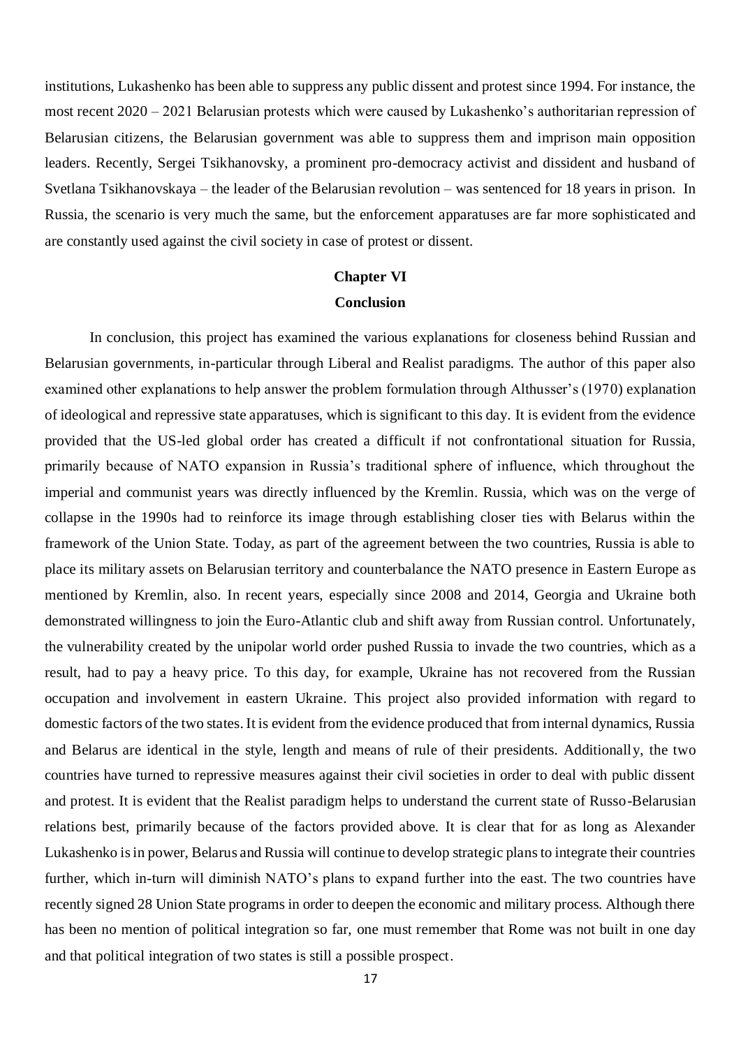institutions, Lukashenko has been able to suppress any public dissent and protest since 1994. For instance, the most recent 2020 – 2021 Belarusian protests which were caused by Lukashenko's authoritarian repression of Belarusian citizens, the Belarusian government was able to suppress them and imprison main opposition leaders. Recently, Sergei Tsikhanovsky, a prominent pro-democracy activist and dissident and husband of Svetlana Tsikhanovskaya – the leader of the Belarusian revolution – was sentenced for 18 years in prison. In Russia, the scenario is very much the same, but the enforcement apparatuses are far more sophisticated and are constantly used against the civil society in case of protest or dissent.

## Chapter VI
## Conclusion

In conclusion, this project has examined the various explanations for closeness behind Russian and Belarusian governments, in-particular through Liberal and Realist paradigms. The author of this paper also examined other explanations to help answer the problem formulation through Althusser's (1970) explanation of ideological and repressive state apparatuses, which is significant to this day. It is evident from the evidence provided that the US-led global order has created a difficult if not confrontational situation for Russia, primarily because of NATO expansion in Russia's traditional sphere of influence, which throughout the imperial and communist years was directly influenced by the Kremlin. Russia, which was on the verge of collapse in the 1990s had to reinforce its image through establishing closer ties with Belarus within the framework of the Union State. Today, as part of the agreement between the two countries, Russia is able to place its military assets on Belarusian territory and counterbalance the NATO presence in Eastern Europe as mentioned by Kremlin, also. In recent years, especially since 2008 and 2014, Georgia and Ukraine both demonstrated willingness to join the Euro-Atlantic club and shift away from Russian control. Unfortunately, the vulnerability created by the unipolar world order pushed Russia to invade the two countries, which as a result, had to pay a heavy price. To this day, for example, Ukraine has not recovered from the Russian occupation and involvement in eastern Ukraine. This project also provided information with regard to domestic factors of the two states. It is evident from the evidence produced that from internal dynamics, Russia and Belarus are identical in the style, length and means of rule of their presidents. Additionally, the two countries have turned to repressive measures against their civil societies in order to deal with public dissent and protest. It is evident that the Realist paradigm helps to understand the current state of Russo-Belarusian relations best, primarily because of the factors provided above. It is clear that for as long as Alexander Lukashenko is in power, Belarus and Russia will continue to develop strategic plans to integrate their countries further, which in-turn will diminish NATO's plans to expand further into the east. The two countries have recently signed 28 Union State programs in order to deepen the economic and military process. Although there has been no mention of political integration so far, one must remember that Rome was not built in one day and that political integration of two states is still a possible prospect.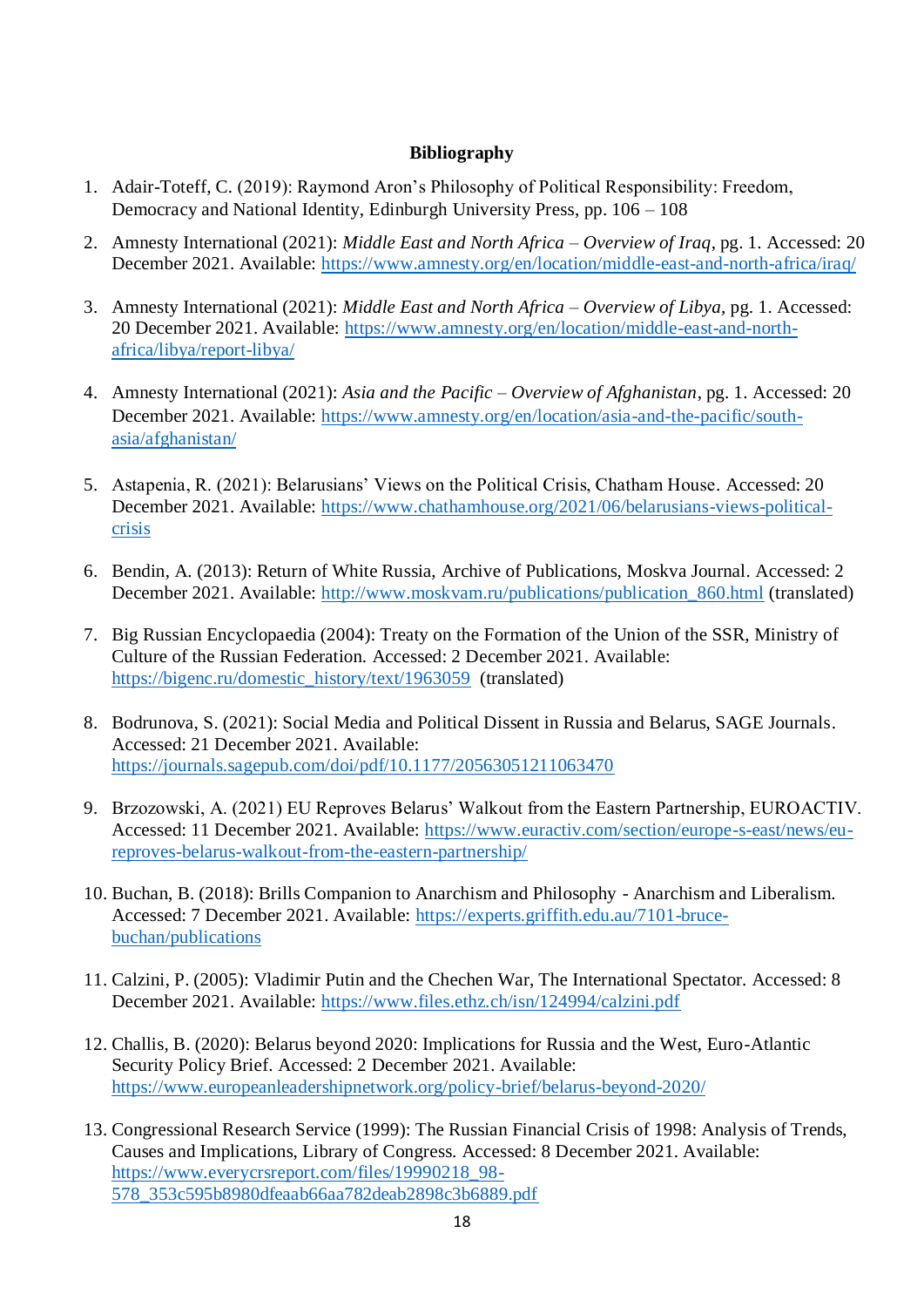**Bibliography**

1. Adair-Toteff, C. (2019): Raymond Aron's Philosophy of Political Responsibility: Freedom, Democracy and National Identity, Edinburgh University Press, pp. 106 – 108
2. Amnesty International (2021): *Middle East and North Africa – Overview of Iraq*, pg. 1. Accessed: 20 December 2021. Available: https://www.amnesty.org/en/location/middle-east-and-north-africa/iraq/
3. Amnesty International (2021): *Middle East and North Africa – Overview of Libya*, pg. 1. Accessed: 20 December 2021. Available: https://www.amnesty.org/en/location/middle-east-and-north-africa/libya/report-libya/
4. Amnesty International (2021): *Asia and the Pacific – Overview of Afghanistan*, pg. 1. Accessed: 20 December 2021. Available: https://www.amnesty.org/en/location/asia-and-the-pacific/south-asia/afghanistan/
5. Astapenia, R. (2021): Belarusians' Views on the Political Crisis, Chatham House. Accessed: 20 December 2021. Available: https://www.chathamhouse.org/2021/06/belarusians-views-political-crisis
6. Bendin, A. (2013): Return of White Russia, Archive of Publications, Moskva Journal. Accessed: 2 December 2021. Available: http://www.moskvam.ru/publications/publication_860.html (translated)
7. Big Russian Encyclopaedia (2004): Treaty on the Formation of the Union of the SSR, Ministry of Culture of the Russian Federation. Accessed: 2 December 2021. Available: https://bigenc.ru/domestic_history/text/1963059 (translated)
8. Bodrunova, S. (2021): Social Media and Political Dissent in Russia and Belarus, SAGE Journals. Accessed: 21 December 2021. Available: https://journals.sagepub.com/doi/pdf/10.1177/20563051211063470
9. Brzozowski, A. (2021) EU Reproves Belarus' Walkout from the Eastern Partnership, EUROACTIV. Accessed: 11 December 2021. Available: https://www.euractiv.com/section/europe-s-east/news/eu-reproves-belarus-walkout-from-the-eastern-partnership/
10. Buchan, B. (2018): Brills Companion to Anarchism and Philosophy - Anarchism and Liberalism. Accessed: 7 December 2021. Available: https://experts.griffith.edu.au/7101-bruce-buchan/publications
11. Calzini, P. (2005): Vladimir Putin and the Chechen War, The International Spectator. Accessed: 8 December 2021. Available: https://www.files.ethz.ch/isn/124994/calzini.pdf
12. Challis, B. (2020): Belarus beyond 2020: Implications for Russia and the West, Euro-Atlantic Security Policy Brief. Accessed: 2 December 2021. Available: https://www.europeanleadershipnetwork.org/policy-brief/belarus-beyond-2020/
13. Congressional Research Service (1999): The Russian Financial Crisis of 1998: Analysis of Trends, Causes and Implications, Library of Congress. Accessed: 8 December 2021. Available: https://www.everycrsreport.com/files/19990218_98-578_353c595b8980dfeaab66aa782deab2898c3b6889.pdf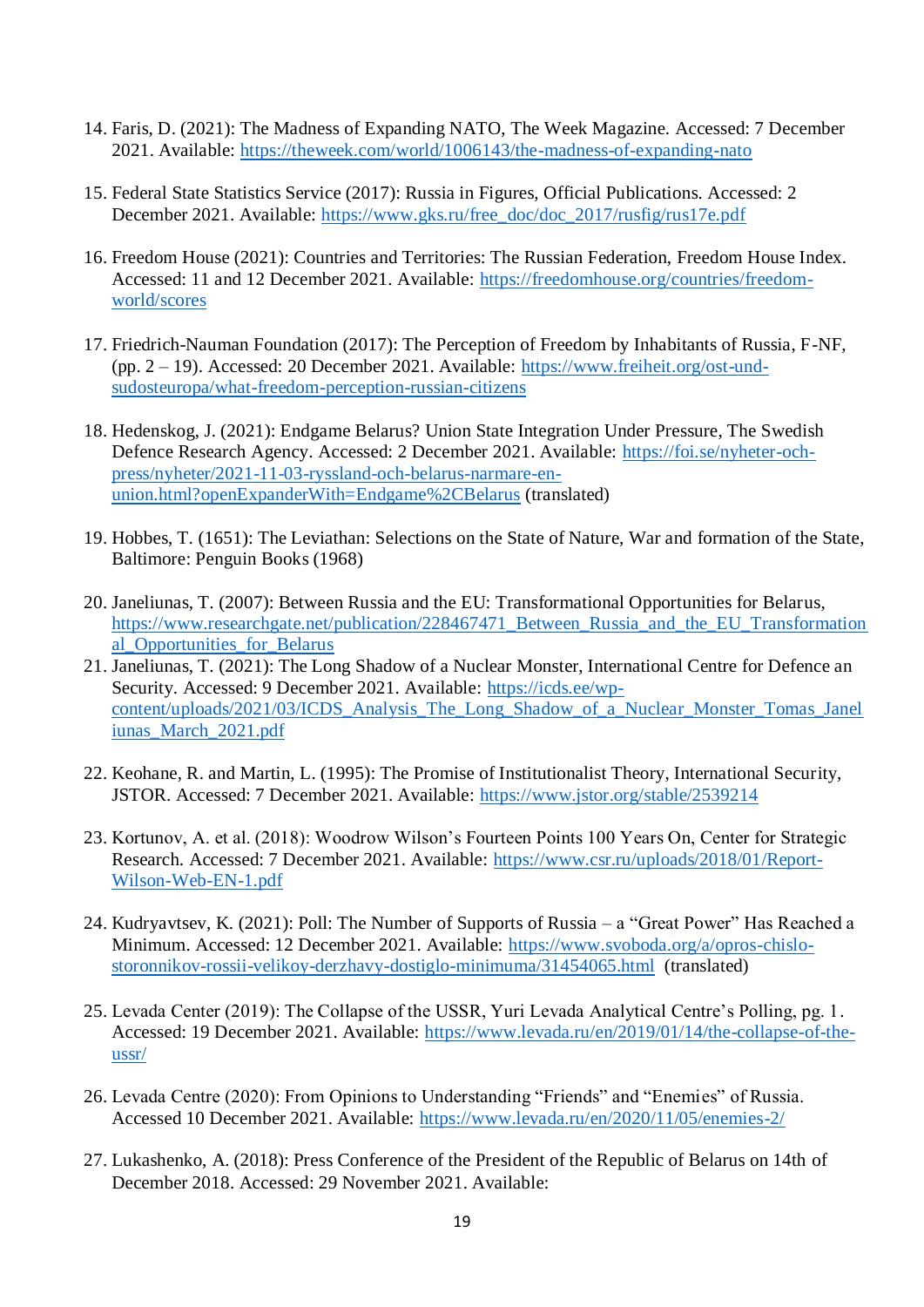14. Faris, D. (2021): The Madness of Expanding NATO, The Week Magazine. Accessed: 7 December 2021. Available: https://theweek.com/world/1006143/the-madness-of-expanding-nato

15. Federal State Statistics Service (2017): Russia in Figures, Official Publications. Accessed: 2 December 2021. Available: https://www.gks.ru/free_doc/doc_2017/rusfig/rus17e.pdf

16. Freedom House (2021): Countries and Territories: The Russian Federation, Freedom House Index. Accessed: 11 and 12 December 2021. Available: https://freedomhouse.org/countries/freedom-world/scores

17. Friedrich-Nauman Foundation (2017): The Perception of Freedom by Inhabitants of Russia, F-NF, (pp. 2 – 19). Accessed: 20 December 2021. Available: https://www.freiheit.org/ost-und-sudosteuropa/what-freedom-perception-russian-citizens

18. Hedenskog, J. (2021): Endgame Belarus? Union State Integration Under Pressure, The Swedish Defence Research Agency. Accessed: 2 December 2021. Available: https://foi.se/nyheter-och-press/nyheter/2021-11-03-ryssland-och-belarus-narmare-en-union.html?openExpanderWith=Endgame%2CBelarus (translated)

19. Hobbes, T. (1651): The Leviathan: Selections on the State of Nature, War and formation of the State, Baltimore: Penguin Books (1968)

20. Janeliunas, T. (2007): Between Russia and the EU: Transformational Opportunities for Belarus, https://www.researchgate.net/publication/228467471_Between_Russia_and_the_EU_Transformational_Opportunities_for_Belarus
21. Janeliunas, T. (2021): The Long Shadow of a Nuclear Monster, International Centre for Defence an Security. Accessed: 9 December 2021. Available: https://icds.ee/wp-content/uploads/2021/03/ICDS_Analysis_The_Long_Shadow_of_a_Nuclear_Monster_Tomas_Janeliunas_March_2021.pdf

22. Keohane, R. and Martin, L. (1995): The Promise of Institutionalist Theory, International Security, JSTOR. Accessed: 7 December 2021. Available: https://www.jstor.org/stable/2539214

23. Kortunov, A. et al. (2018): Woodrow Wilson's Fourteen Points 100 Years On, Center for Strategic Research. Accessed: 7 December 2021. Available: https://www.csr.ru/uploads/2018/01/Report-Wilson-Web-EN-1.pdf

24. Kudryavtsev, K. (2021): Poll: The Number of Supports of Russia – a "Great Power" Has Reached a Minimum. Accessed: 12 December 2021. Available: https://www.svoboda.org/a/opros-chislo-storonnikov-rossii-velikoy-derzhavy-dostiglo-minimuma/31454065.html (translated)

25. Levada Center (2019): The Collapse of the USSR, Yuri Levada Analytical Centre's Polling, pg. 1. Accessed: 19 December 2021. Available: https://www.levada.ru/en/2019/01/14/the-collapse-of-the-ussr/

26. Levada Centre (2020): From Opinions to Understanding "Friends" and "Enemies" of Russia. Accessed 10 December 2021. Available: https://www.levada.ru/en/2020/11/05/enemies-2/

27. Lukashenko, A. (2018): Press Conference of the President of the Republic of Belarus on 14th of December 2018. Accessed: 29 November 2021. Available: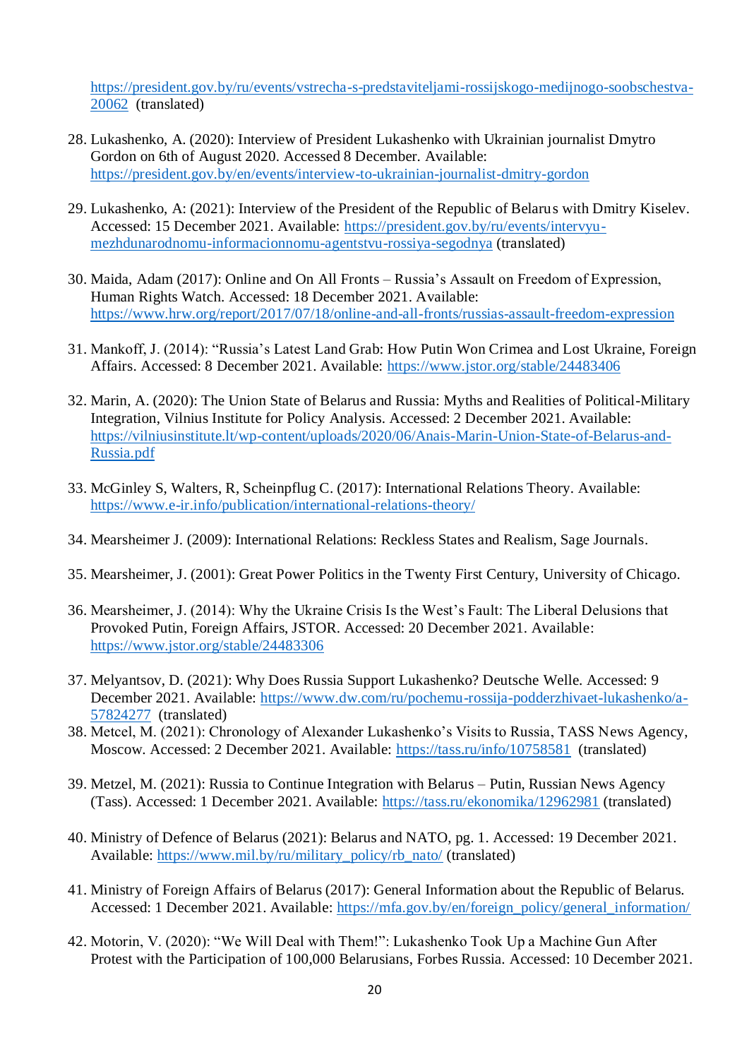https://president.gov.by/ru/events/vstrecha-s-predstaviteljami-rossijskogo-medijnogo-soobschestva-20062 (translated)

28. Lukashenko, A. (2020): Interview of President Lukashenko with Ukrainian journalist Dmytro Gordon on 6th of August 2020. Accessed 8 December. Available: https://president.gov.by/en/events/interview-to-ukrainian-journalist-dmitry-gordon

29. Lukashenko, A: (2021): Interview of the President of the Republic of Belarus with Dmitry Kiselev. Accessed: 15 December 2021. Available: https://president.gov.by/ru/events/intervyu-mezhdunarodnomu-informacionnomu-agentstvu-rossiya-segodnya (translated)

30. Maida, Adam (2017): Online and On All Fronts – Russia's Assault on Freedom of Expression, Human Rights Watch. Accessed: 18 December 2021. Available: https://www.hrw.org/report/2017/07/18/online-and-all-fronts/russias-assault-freedom-expression

31. Mankoff, J. (2014): "Russia's Latest Land Grab: How Putin Won Crimea and Lost Ukraine, Foreign Affairs. Accessed: 8 December 2021. Available: https://www.jstor.org/stable/24483406

32. Marin, A. (2020): The Union State of Belarus and Russia: Myths and Realities of Political-Military Integration, Vilnius Institute for Policy Analysis. Accessed: 2 December 2021. Available: https://vilniusinstitute.lt/wp-content/uploads/2020/06/Anais-Marin-Union-State-of-Belarus-and-Russia.pdf

33. McGinley S, Walters, R, Scheinpflug C. (2017): International Relations Theory. Available: https://www.e-ir.info/publication/international-relations-theory/

34. Mearsheimer J. (2009): International Relations: Reckless States and Realism, Sage Journals.

35. Mearsheimer, J. (2001): Great Power Politics in the Twenty First Century, University of Chicago.

36. Mearsheimer, J. (2014): Why the Ukraine Crisis Is the West's Fault: The Liberal Delusions that Provoked Putin, Foreign Affairs, JSTOR. Accessed: 20 December 2021. Available: https://www.jstor.org/stable/24483306

37. Melyantsov, D. (2021): Why Does Russia Support Lukashenko? Deutsche Welle. Accessed: 9 December 2021. Available: https://www.dw.com/ru/pochemu-rossija-podderzhivaet-lukashenko/a-57824277 (translated)

38. Metcel, M. (2021): Chronology of Alexander Lukashenko's Visits to Russia, TASS News Agency, Moscow. Accessed: 2 December 2021. Available: https://tass.ru/info/10758581 (translated)

39. Metzel, M. (2021): Russia to Continue Integration with Belarus – Putin, Russian News Agency (Tass). Accessed: 1 December 2021. Available: https://tass.ru/ekonomika/12962981 (translated)

40. Ministry of Defence of Belarus (2021): Belarus and NATO, pg. 1. Accessed: 19 December 2021. Available: https://www.mil.by/ru/military_policy/rb_nato/ (translated)

41. Ministry of Foreign Affairs of Belarus (2017): General Information about the Republic of Belarus. Accessed: 1 December 2021. Available: https://mfa.gov.by/en/foreign_policy/general_information/

42. Motorin, V. (2020): "We Will Deal with Them!": Lukashenko Took Up a Machine Gun After Protest with the Participation of 100,000 Belarusians, Forbes Russia. Accessed: 10 December 2021.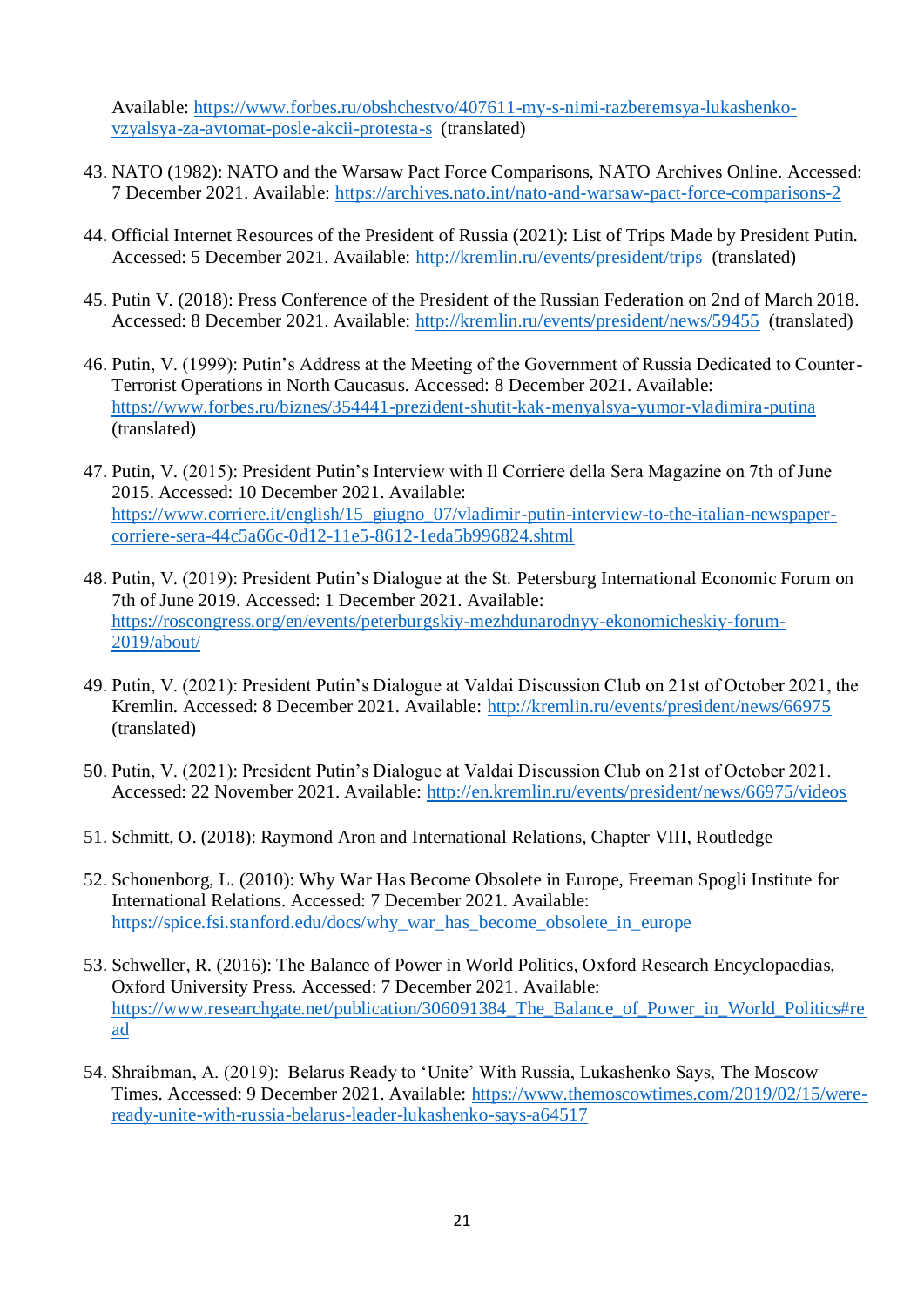Available: https://www.forbes.ru/obshchestvo/407611-my-s-nimi-razberemsya-lukashenko-vzyalsya-za-avtomat-posle-akcii-protesta-s (translated)

43. NATO (1982): NATO and the Warsaw Pact Force Comparisons, NATO Archives Online. Accessed: 7 December 2021. Available: https://archives.nato.int/nato-and-warsaw-pact-force-comparisons-2

44. Official Internet Resources of the President of Russia (2021): List of Trips Made by President Putin. Accessed: 5 December 2021. Available: http://kremlin.ru/events/president/trips (translated)

45. Putin V. (2018): Press Conference of the President of the Russian Federation on 2nd of March 2018. Accessed: 8 December 2021. Available: http://kremlin.ru/events/president/news/59455 (translated)

46. Putin, V. (1999): Putin's Address at the Meeting of the Government of Russia Dedicated to Counter-Terrorist Operations in North Caucasus. Accessed: 8 December 2021. Available: https://www.forbes.ru/biznes/354441-prezident-shutit-kak-menyalsya-yumor-vladimira-putina (translated)

47. Putin, V. (2015): President Putin's Interview with Il Corriere della Sera Magazine on 7th of June 2015. Accessed: 10 December 2021. Available: https://www.corriere.it/english/15_giugno_07/vladimir-putin-interview-to-the-italian-newspaper-corriere-sera-44c5a66c-0d12-11e5-8612-1eda5b996824.shtml

48. Putin, V. (2019): President Putin's Dialogue at the St. Petersburg International Economic Forum on 7th of June 2019. Accessed: 1 December 2021. Available: https://roscongress.org/en/events/peterburgskiy-mezhdunarodnyy-ekonomicheskiy-forum-2019/about/

49. Putin, V. (2021): President Putin's Dialogue at Valdai Discussion Club on 21st of October 2021, the Kremlin. Accessed: 8 December 2021. Available: http://kremlin.ru/events/president/news/66975 (translated)

50. Putin, V. (2021): President Putin's Dialogue at Valdai Discussion Club on 21st of October 2021. Accessed: 22 November 2021. Available: http://en.kremlin.ru/events/president/news/66975/videos

51. Schmitt, O. (2018): Raymond Aron and International Relations, Chapter VIII, Routledge

52. Schouenborg, L. (2010): Why War Has Become Obsolete in Europe, Freeman Spogli Institute for International Relations. Accessed: 7 December 2021. Available: https://spice.fsi.stanford.edu/docs/why_war_has_become_obsolete_in_europe

53. Schweller, R. (2016): The Balance of Power in World Politics, Oxford Research Encyclopaedias, Oxford University Press. Accessed: 7 December 2021. Available: https://www.researchgate.net/publication/306091384_The_Balance_of_Power_in_World_Politics#read

54. Shraibman, A. (2019): Belarus Ready to 'Unite' With Russia, Lukashenko Says, The Moscow Times. Accessed: 9 December 2021. Available: https://www.themoscowtimes.com/2019/02/15/were-ready-unite-with-russia-belarus-leader-lukashenko-says-a64517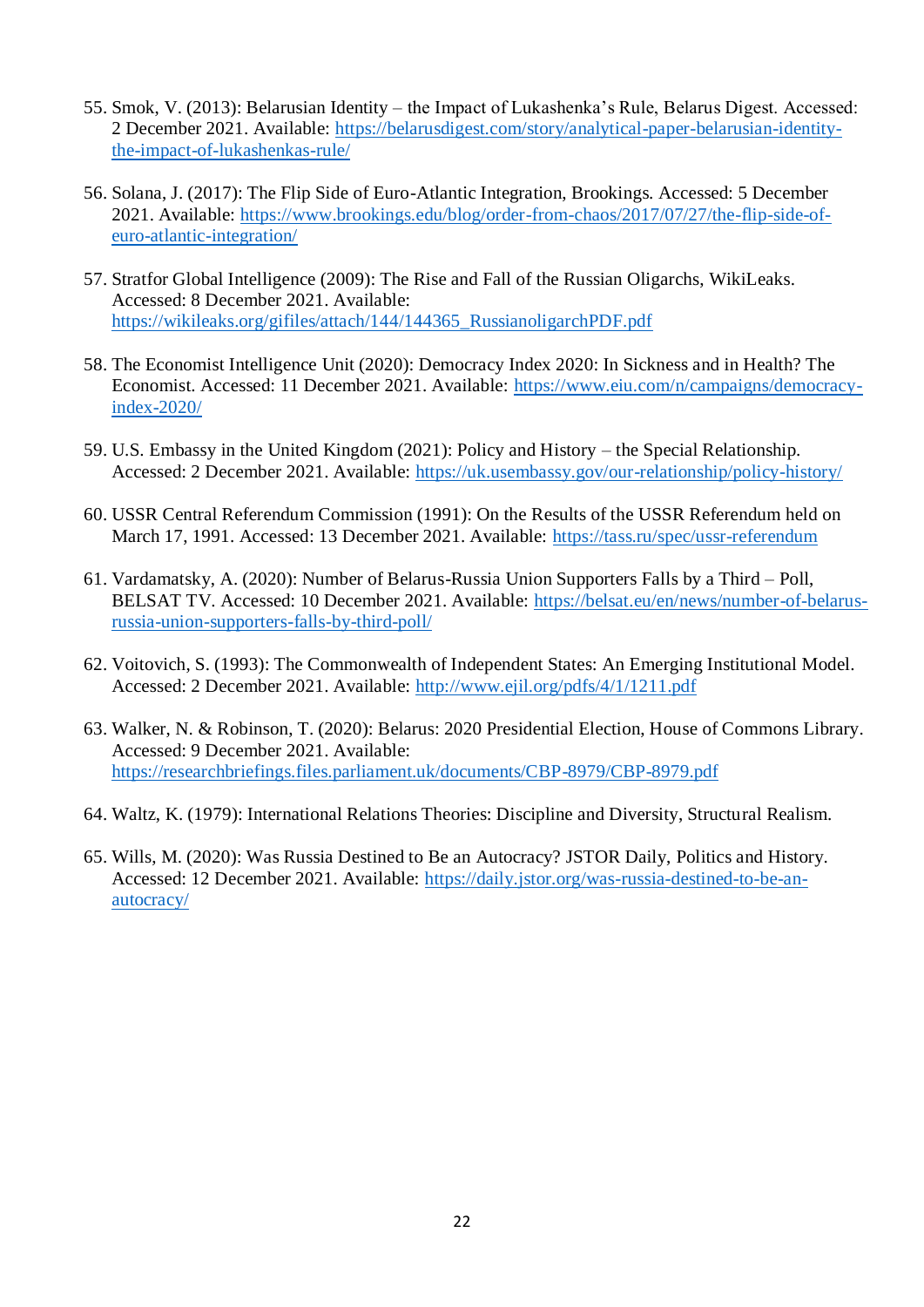55. Smok, V. (2013): Belarusian Identity – the Impact of Lukashenka's Rule, Belarus Digest. Accessed: 2 December 2021. Available: https://belarusdigest.com/story/analytical-paper-belarusian-identity-the-impact-of-lukashenkas-rule/

56. Solana, J. (2017): The Flip Side of Euro-Atlantic Integration, Brookings. Accessed: 5 December 2021. Available: https://www.brookings.edu/blog/order-from-chaos/2017/07/27/the-flip-side-of-euro-atlantic-integration/

57. Stratfor Global Intelligence (2009): The Rise and Fall of the Russian Oligarchs, WikiLeaks. Accessed: 8 December 2021. Available: https://wikileaks.org/gifiles/attach/144/144365_RussianoligarchPDF.pdf

58. The Economist Intelligence Unit (2020): Democracy Index 2020: In Sickness and in Health? The Economist. Accessed: 11 December 2021. Available: https://www.eiu.com/n/campaigns/democracy-index-2020/

59. U.S. Embassy in the United Kingdom (2021): Policy and History – the Special Relationship. Accessed: 2 December 2021. Available: https://uk.usembassy.gov/our-relationship/policy-history/

60. USSR Central Referendum Commission (1991): On the Results of the USSR Referendum held on March 17, 1991. Accessed: 13 December 2021. Available: https://tass.ru/spec/ussr-referendum

61. Vardamatsky, A. (2020): Number of Belarus-Russia Union Supporters Falls by a Third – Poll, BELSAT TV. Accessed: 10 December 2021. Available: https://belsat.eu/en/news/number-of-belarus-russia-union-supporters-falls-by-third-poll/

62. Voitovich, S. (1993): The Commonwealth of Independent States: An Emerging Institutional Model. Accessed: 2 December 2021. Available: http://www.ejil.org/pdfs/4/1/1211.pdf

63. Walker, N. & Robinson, T. (2020): Belarus: 2020 Presidential Election, House of Commons Library. Accessed: 9 December 2021. Available: https://researchbriefings.files.parliament.uk/documents/CBP-8979/CBP-8979.pdf

64. Waltz, K. (1979): International Relations Theories: Discipline and Diversity, Structural Realism.

65. Wills, M. (2020): Was Russia Destined to Be an Autocracy? JSTOR Daily, Politics and History. Accessed: 12 December 2021. Available: https://daily.jstor.org/was-russia-destined-to-be-an-autocracy/